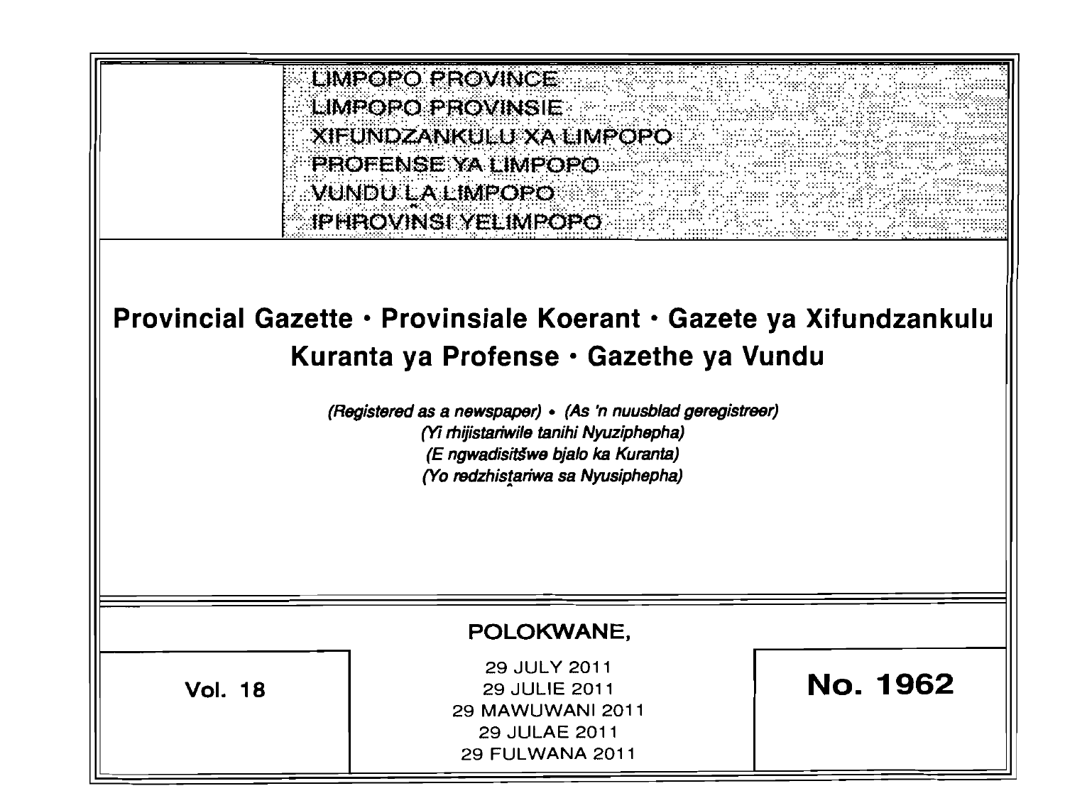LIMPOPO PROVINCE
LIMPOPO PROVINSIE
XIFUNDZANKULU XA LIMPOPO
PROFENSE YA LIMPOPO
VUNDU LA LIMPOPO
IPHROVINSI YELIMPOPO

# Provincial Gazette • Provinsiale Koerant • Gazete ya Xifundzankulu Kuranta ya Profense • Gazethe ya Vundu

*(Registered as a newspaper) • (As 'n nuusblad geregistreer)*
*(Yi rhijistariwile tanihi Nyuziphepha)*
*(E ngwadisitšwe bjalo ka Kuranta)*
*(Yo redzhistariwa sa Nyusiphepha)*

POLOKWANE,

| Vol. 18 | 29 JULY 2011<br>29 JULIE 2011<br>29 MAWUWANI 2011<br>29 JULAE 2011<br>29 FULWANA 2011 | No. 1962 |
|---|---|---|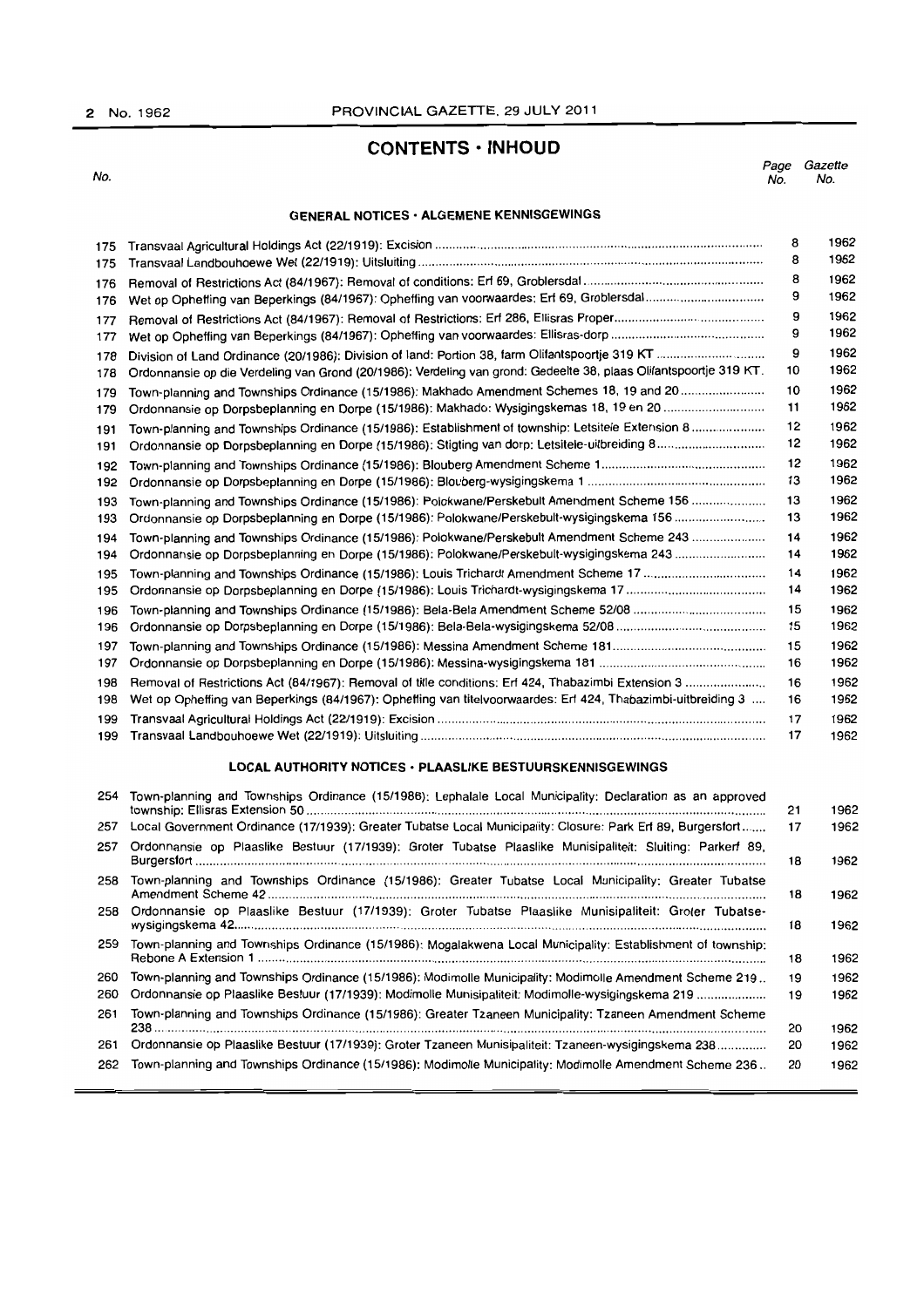# CONTENTS · INHOUD

| No. | | Page No. | Gazette No. |
|---|---|---|---|

## GENERAL NOTICES · ALGEMENE KENNISGEWINGS

| No. | | Page No. | Gazette No. |
|---|---|---|---|
| 175 | Transvaal Agricultural Holdings Act (22/1919): Excision | 8 | 1962 |
| 175 | Transvaal Landbouhoewe Wet (22/1919): Uitsluiting | 8 | 1962 |
| 176 | Removal of Restrictions Act (84/1967): Removal of conditions: Erf 69, Groblersdal | 8 | 1962 |
| 176 | Wet op Opheffing van Beperkings (84/1967): Opheffing van voorwaardes: Erf 69, Groblersdal | 9 | 1962 |
| 177 | Removal of Restrictions Act (84/1967): Removal of Restrictions: Erf 286, Ellisras Proper | 9 | 1962 |
| 177 | Wet op Opheffing van Beperkings (84/1967): Opheffing van voorwaardes: Ellisras-dorp | 9 | 1962 |
| 178 | Division of Land Ordinance (20/1986): Division of land: Portion 38, farm Olifantspoortje 319 KT | 9 | 1962 |
| 178 | Ordonnansie op die Verdeling van Grond (20/1986): Verdeling van grond: Gedeelte 38, plaas Olifantspoortje 319 KT. | 10 | 1962 |
| 179 | Town-planning and Townships Ordinance (15/1986): Makhado Amendment Schemes 18, 19 and 20 | 10 | 1962 |
| 179 | Ordonnansie op Dorpsbeplanning en Dorpe (15/1986): Makhado: Wysigingskemas 18, 19 en 20 | 11 | 1962 |
| 191 | Town-planning and Townships Ordinance (15/1986): Establishment of township: Letsitele Extension 8 | 12 | 1962 |
| 191 | Ordonnansie op Dorpsbeplanning en Dorpe (15/1986): Stigting van dorp: Letsitele-uitbreiding 8 | 12 | 1962 |
| 192 | Town-planning and Townships Ordinance (15/1986): Blouberg Amendment Scheme 1 | 12 | 1962 |
| 192 | Ordonnansie op Dorpsbeplanning en Dorpe (15/1986): Blouberg-wysigingskema 1 | 13 | 1962 |
| 193 | Town-planning and Townships Ordinance (15/1986): Polokwane/Perskebult Amendment Scheme 156 | 13 | 1962 |
| 193 | Ordonnansie op Dorpsbeplanning en Dorpe (15/1986): Polokwane/Perskebult-wysigingskema 156 | 13 | 1962 |
| 194 | Town-planning and Townships Ordinance (15/1986): Polokwane/Perskebult Amendment Scheme 243 | 14 | 1962 |
| 194 | Ordonnansie op Dorpsbeplanning en Dorpe (15/1986): Polokwane/Perskebult-wysigingskema 243 | 14 | 1962 |
| 195 | Town-planning and Townships Ordinance (15/1986): Louis Trichardt Amendment Scheme 17 | 14 | 1962 |
| 195 | Ordonnansie op Dorpsbeplanning en Dorpe (15/1986): Louis Trichardt-wysigingskema 17 | 14 | 1962 |
| 196 | Town-planning and Townships Ordinance (15/1986): Bela-Bela Amendment Scheme 52/08 | 15 | 1962 |
| 196 | Ordonnansie op Dorpsbeplanning en Dorpe (15/1986): Bela-Bela-wysigingskema 52/08 | 15 | 1962 |
| 197 | Town-planning and Townships Ordinance (15/1986): Messina Amendment Scheme 181 | 15 | 1962 |
| 197 | Ordonnansie op Dorpsbeplanning en Dorpe (15/1986): Messina-wysigingskema 181 | 16 | 1962 |
| 198 | Removal of Restrictions Act (84/1967): Removal of title conditions: Erf 424, Thabazimbi Extension 3 | 16 | 1962 |
| 198 | Wet op Opheffing van Beperkings (84/1967): Opheffing van titelvoorwaardes: Erf 424, Thabazimbi-uitbreiding 3 | 16 | 1962 |
| 199 | Transvaal Agricultural Holdings Act (22/1919): Excision | 17 | 1962 |
| 199 | Transvaal Landbouhoewe Wet (22/1919): Uitsluiting | 17 | 1962 |

## LOCAL AUTHORITY NOTICES · PLAASLIKE BESTUURSKENNISGEWINGS

| No. | | Page No. | Gazette No. |
|---|---|---|---|
| 254 | Town-planning and Townships Ordinance (15/1986): Lephalale Local Municipality: Declaration as an approved township: Ellisras Extension 50 | 21 | 1962 |
| 257 | Local Government Ordinance (17/1939): Greater Tubatse Local Municipality: Closure: Park Erf 89, Burgersfort | 17 | 1962 |
| 257 | Ordonnansie op Plaaslike Bestuur (17/1939): Groter Tubatse Plaaslike Munisipaliteit: Sluiting: Parkerf 89, Burgersfort | 18 | 1962 |
| 258 | Town-planning and Townships Ordinance (15/1986): Greater Tubatse Local Municipality: Greater Tubatse Amendment Scheme 42 | 18 | 1962 |
| 258 | Ordonnansie op Plaaslike Bestuur (17/1939): Groter Tubatse Plaaslike Munisipaliteit: Groter Tubatse-wysigingskema 42 | 18 | 1962 |
| 259 | Town-planning and Townships Ordinance (15/1986): Mogalakwena Local Municipality: Establishment of township: Rebone A Extension 1 | 18 | 1962 |
| 260 | Town-planning and Townships Ordinance (15/1986): Modimolle Municipality: Modimolle Amendment Scheme 219 | 19 | 1962 |
| 260 | Ordonnansie op Plaaslike Bestuur (17/1939): Modimolle Munisipaliteit: Modimolle-wysigingskema 219 | 19 | 1962 |
| 261 | Town-planning and Townships Ordinance (15/1986): Greater Tzaneen Municipality: Tzaneen Amendment Scheme 238 | 20 | 1962 |
| 261 | Ordonnansie op Plaaslike Bestuur (17/1939): Groter Tzaneen Munisipaliteit: Tzaneen-wysigingskema 238 | 20 | 1962 |
| 262 | Town-planning and Townships Ordinance (15/1986): Modimolle Municipality: Modimolle Amendment Scheme 236 | 20 | 1962 |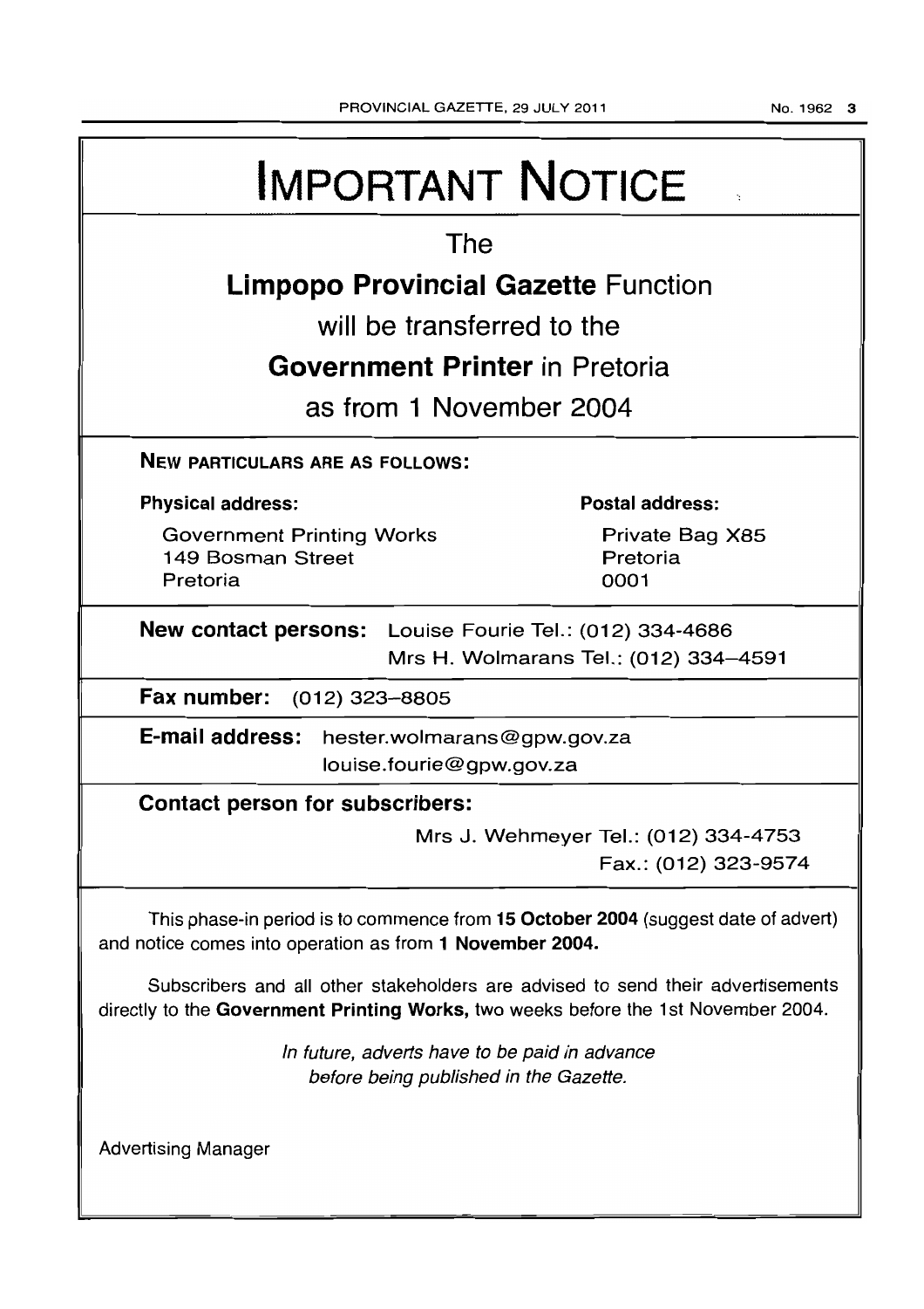# IMPORTANT NOTICE

The

**Limpopo Provincial Gazette** Function

will be transferred to the

**Government Printer** in Pretoria

as from 1 November 2004

**NEW PARTICULARS ARE AS FOLLOWS:**

| **Physical address:** | **Postal address:** |
|---|---|
| Government Printing Works<br>149 Bosman Street<br>Pretoria | Private Bag X85<br>Pretoria<br>0001 |

**New contact persons:** Louise Fourie Tel.: (012) 334-4686
Mrs H. Wolmarans Tel.: (012) 334–4591

**Fax number:** (012) 323–8805

**E-mail address:** hester.wolmarans@gpw.gov.za
louise.fourie@gpw.gov.za

**Contact person for subscribers:**

Mrs J. Wehmeyer Tel.: (012) 334-4753
Fax.: (012) 323-9574

This phase-in period is to commence from **15 October 2004** (suggest date of advert) and notice comes into operation as from **1 November 2004.**

Subscribers and all other stakeholders are advised to send their advertisements directly to the **Government Printing Works,** two weeks before the 1st November 2004.

*In future, adverts have to be paid in advance before being published in the Gazette.*

Advertising Manager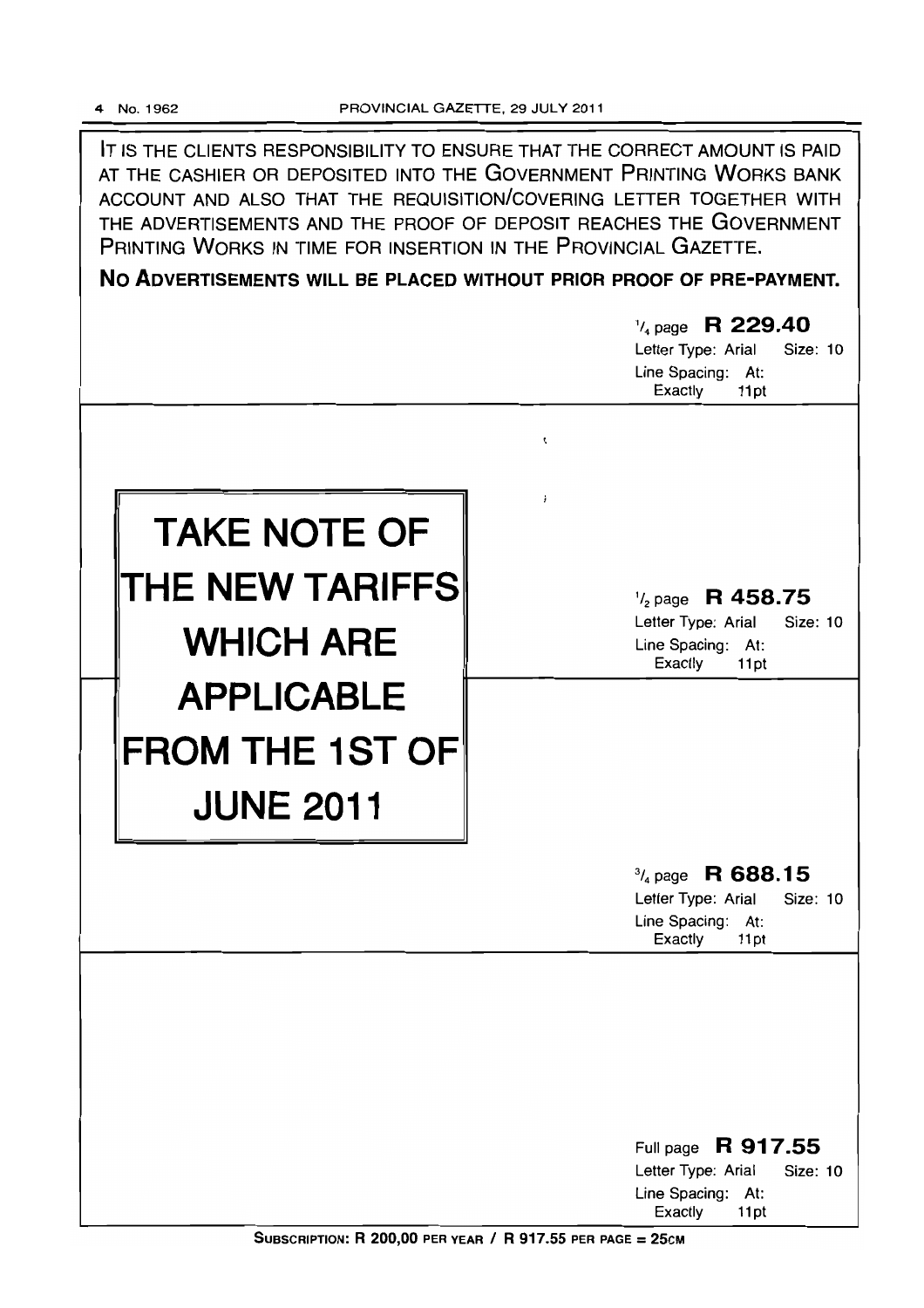IT IS THE CLIENTS RESPONSIBILITY TO ENSURE THAT THE CORRECT AMOUNT IS PAID AT THE CASHIER OR DEPOSITED INTO THE GOVERNMENT PRINTING WORKS BANK ACCOUNT AND ALSO THAT THE REQUISITION/COVERING LETTER TOGETHER WITH THE ADVERTISEMENTS AND THE PROOF OF DEPOSIT REACHES THE GOVERNMENT PRINTING WORKS IN TIME FOR INSERTION IN THE PROVINCIAL GAZETTE.

**NO ADVERTISEMENTS WILL BE PLACED WITHOUT PRIOR PROOF OF PRE-PAYMENT.**

# TAKE NOTE OF THE NEW TARIFFS WHICH ARE APPLICABLE FROM THE 1ST OF JUNE 2011

| Size | Tariff | Letter Type | Size | Line Spacing |
|---|---|---|---|---|
| 1/4 page | **R 229.40** | Arial | 10 | At: Exactly 11pt |
| 1/2 page | **R 458.75** | Arial | 10 | At: Exactly 11pt |
| 3/4 page | **R 688.15** | Arial | 10 | At: Exactly 11pt |
| Full page | **R 917.55** | Arial | 10 | At: Exactly 11pt |

**SUBSCRIPTION: R 200,00 PER YEAR / R 917.55 PER PAGE = 25CM**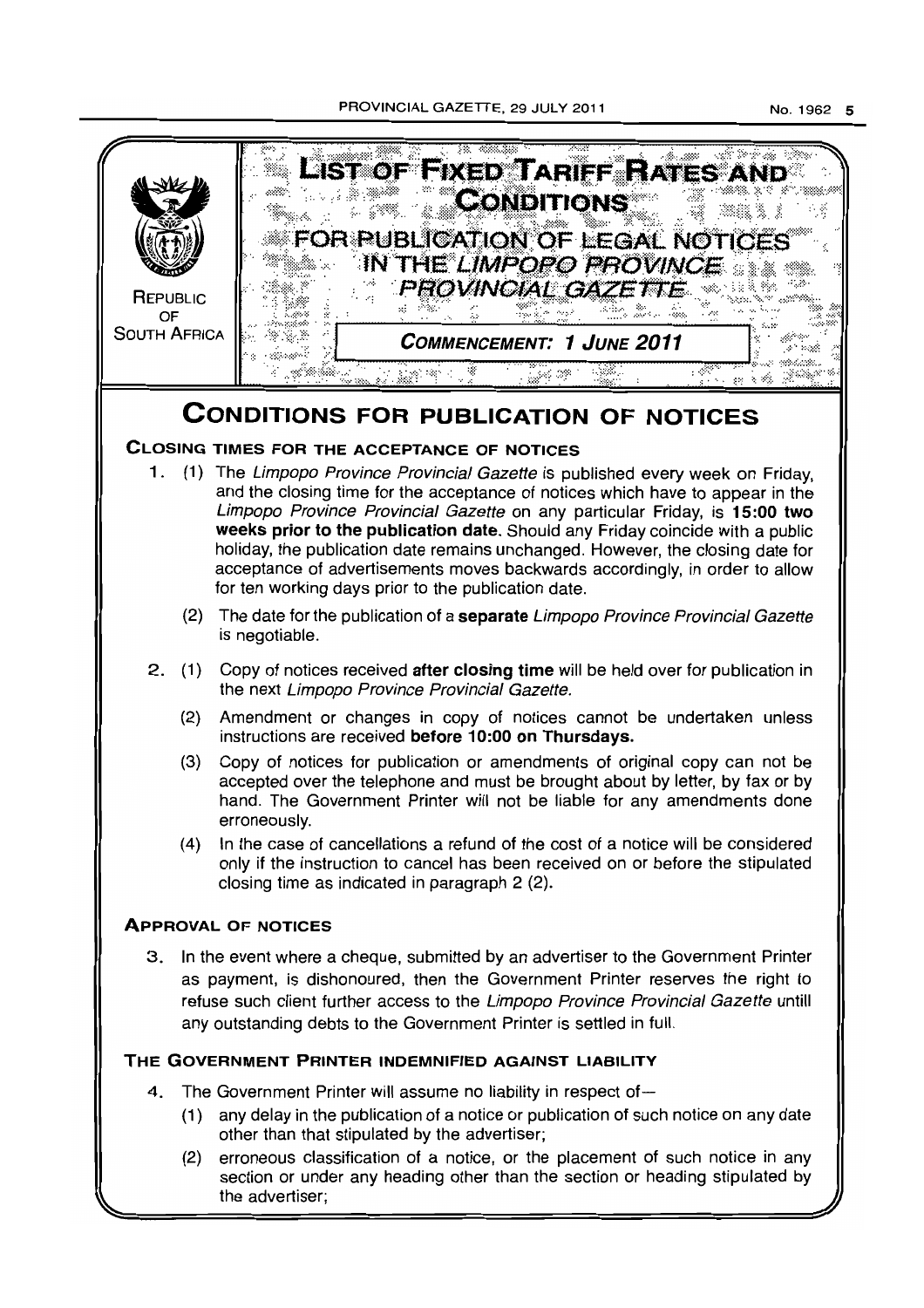# LIST OF FIXED TARIFF RATES AND CONDITIONS

## FOR PUBLICATION OF LEGAL NOTICES IN THE *LIMPOPO PROVINCE PROVINCIAL GAZETTE*

REPUBLIC OF SOUTH AFRICA

**COMMENCEMENT: 1 JUNE 2011**

# CONDITIONS FOR PUBLICATION OF NOTICES

### CLOSING TIMES FOR THE ACCEPTANCE OF NOTICES

1. (1) The *Limpopo Province Provincial Gazette* is published every week on Friday, and the closing time for the acceptance of notices which have to appear in the *Limpopo Province Provincial Gazette* on any particular Friday, is **15:00 two weeks prior to the publication date.** Should any Friday coincide with a public holiday, the publication date remains unchanged. However, the closing date for acceptance of advertisements moves backwards accordingly, in order to allow for ten working days prior to the publication date.

   (2) The date for the publication of a **separate** *Limpopo Province Provincial Gazette* is negotiable.

2. (1) Copy of notices received **after closing time** will be held over for publication in the next *Limpopo Province Provincial Gazette.*

   (2) Amendment or changes in copy of notices cannot be undertaken unless instructions are received **before 10:00 on Thursdays.**

   (3) Copy of notices for publication or amendments of original copy can not be accepted over the telephone and must be brought about by letter, by fax or by hand. The Government Printer will not be liable for any amendments done erroneously.

   (4) In the case of cancellations a refund of the cost of a notice will be considered only if the instruction to cancel has been received on or before the stipulated closing time as indicated in paragraph 2 (2).

### APPROVAL OF NOTICES

3. In the event where a cheque, submitted by an advertiser to the Government Printer as payment, is dishonoured, then the Government Printer reserves the right to refuse such client further access to the *Limpopo Province Provincial Gazette* untill any outstanding debts to the Government Printer is settled in full.

### THE GOVERNMENT PRINTER INDEMNIFIED AGAINST LIABILITY

4. The Government Printer will assume no liability in respect of—

   (1) any delay in the publication of a notice or publication of such notice on any date other than that stipulated by the advertiser;

   (2) erroneous classification of a notice, or the placement of such notice in any section or under any heading other than the section or heading stipulated by the advertiser;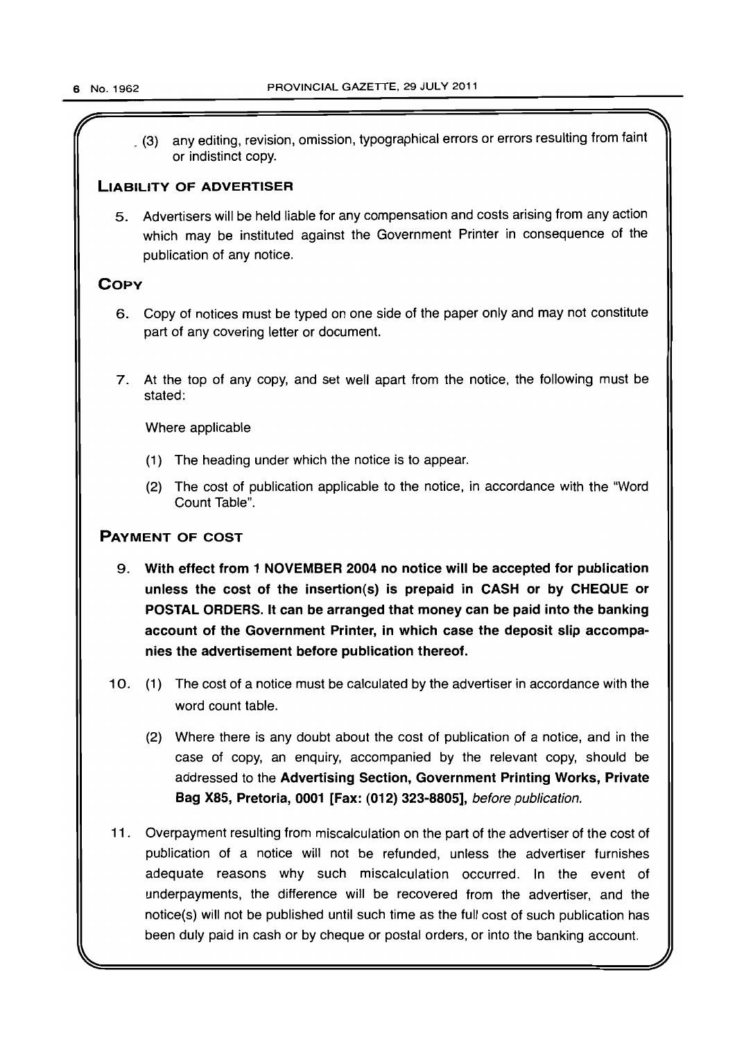(3) any editing, revision, omission, typographical errors or errors resulting from faint or indistinct copy.

## LIABILITY OF ADVERTISER

5. Advertisers will be held liable for any compensation and costs arising from any action which may be instituted against the Government Printer in consequence of the publication of any notice.

## COPY

6. Copy of notices must be typed on one side of the paper only and may not constitute part of any covering letter or document.

7. At the top of any copy, and set well apart from the notice, the following must be stated:

   Where applicable

   (1) The heading under which the notice is to appear.

   (2) The cost of publication applicable to the notice, in accordance with the "Word Count Table".

## PAYMENT OF COST

9. **With effect from 1 NOVEMBER 2004 no notice will be accepted for publication unless the cost of the insertion(s) is prepaid in CASH or by CHEQUE or POSTAL ORDERS. It can be arranged that money can be paid into the banking account of the Government Printer, in which case the deposit slip accompanies the advertisement before publication thereof.**

10. (1) The cost of a notice must be calculated by the advertiser in accordance with the word count table.

    (2) Where there is any doubt about the cost of publication of a notice, and in the case of copy, an enquiry, accompanied by the relevant copy, should be addressed to the **Advertising Section, Government Printing Works, Private Bag X85, Pretoria, 0001 [Fax: (012) 323-8805],** *before publication.*

11. Overpayment resulting from miscalculation on the part of the advertiser of the cost of publication of a notice will not be refunded, unless the advertiser furnishes adequate reasons why such miscalculation occurred. In the event of underpayments, the difference will be recovered from the advertiser, and the notice(s) will not be published until such time as the full cost of such publication has been duly paid in cash or by cheque or postal orders, or into the banking account.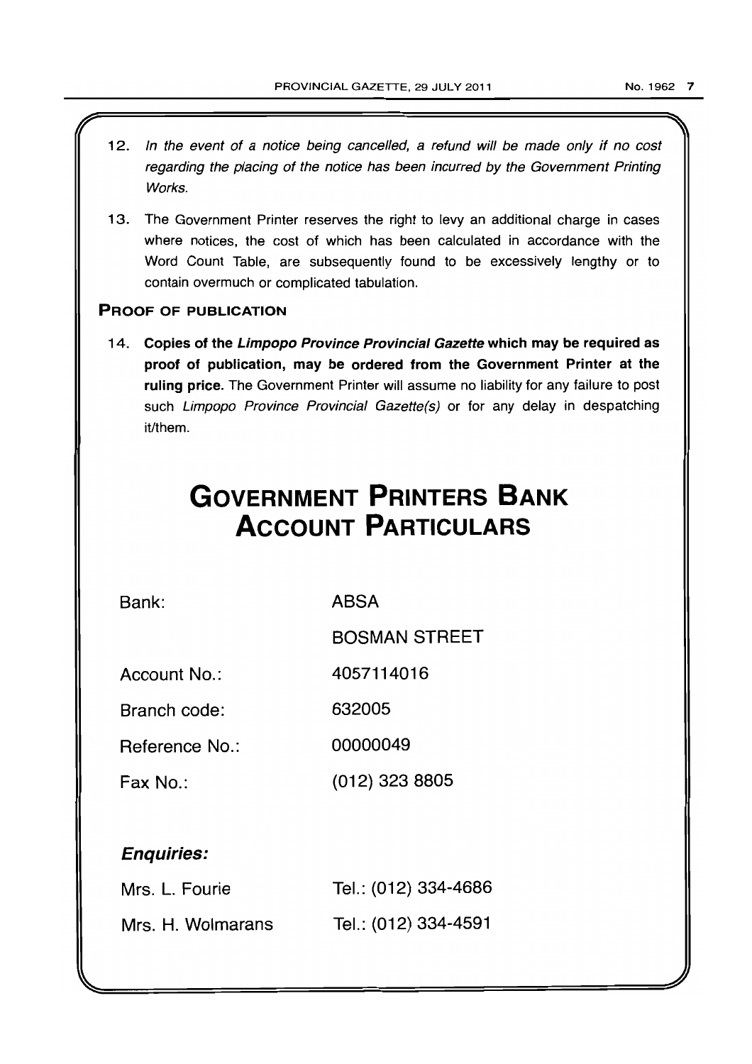12. *In the event of a notice being cancelled, a refund will be made only if no cost regarding the placing of the notice has been incurred by the Government Printing Works.*

13. The Government Printer reserves the right to levy an additional charge in cases where notices, the cost of which has been calculated in accordance with the Word Count Table, are subsequently found to be excessively lengthy or to contain overmuch or complicated tabulation.

### PROOF OF PUBLICATION

14. **Copies of the *Limpopo Province Provincial Gazette* which may be required as proof of publication, may be ordered from the Government Printer at the ruling price.** The Government Printer will assume no liability for any failure to post such *Limpopo Province Provincial Gazette(s)* or for any delay in despatching it/them.

# GOVERNMENT PRINTERS BANK ACCOUNT PARTICULARS

| | |
|---|---|
| Bank: | ABSA |
| | BOSMAN STREET |
| Account No.: | 4057114016 |
| Branch code: | 632005 |
| Reference No.: | 00000049 |
| Fax No.: | (012) 323 8805 |

***Enquiries:***

| | |
|---|---|
| Mrs. L. Fourie | Tel.: (012) 334-4686 |
| Mrs. H. Wolmarans | Tel.: (012) 334-4591 |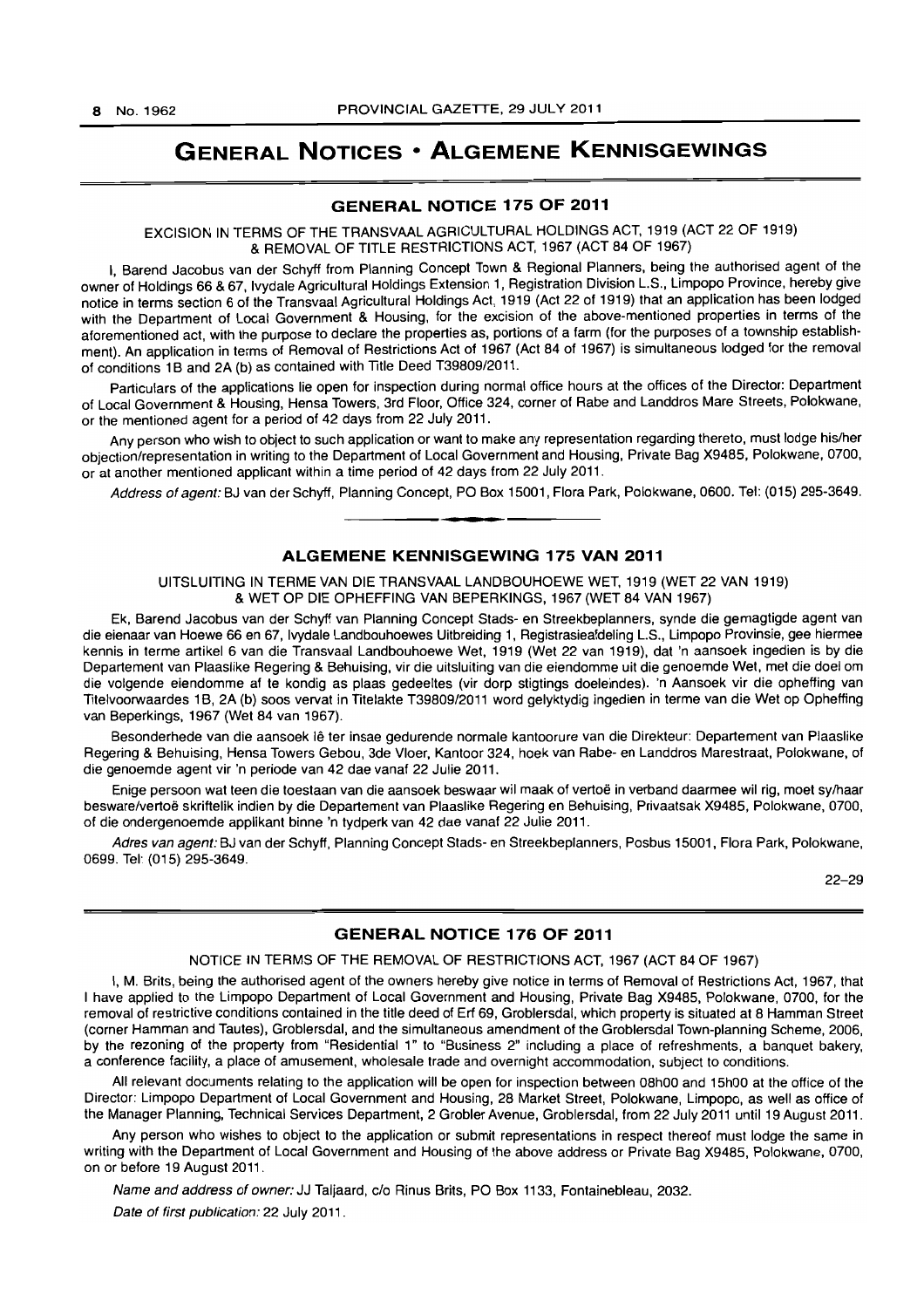# GENERAL NOTICES • ALGEMENE KENNISGEWINGS

## GENERAL NOTICE 175 OF 2011

EXCISION IN TERMS OF THE TRANSVAAL AGRICULTURAL HOLDINGS ACT, 1919 (ACT 22 OF 1919) & REMOVAL OF TITLE RESTRICTIONS ACT, 1967 (ACT 84 OF 1967)

I, Barend Jacobus van der Schyff from Planning Concept Town & Regional Planners, being the authorised agent of the owner of Holdings 66 & 67, Ivydale Agricultural Holdings Extension 1, Registration Division L.S., Limpopo Province, hereby give notice in terms section 6 of the Transvaal Agricultural Holdings Act, 1919 (Act 22 of 1919) that an application has been lodged with the Department of Local Government & Housing, for the excision of the above-mentioned properties in terms of the aforementioned act, with the purpose to declare the properties as, portions of a farm (for the purposes of a township establishment). An application in terms of Removal of Restrictions Act of 1967 (Act 84 of 1967) is simultaneous lodged for the removal of conditions 1B and 2A (b) as contained with Title Deed T39809/2011.

Particulars of the applications lie open for inspection during normal office hours at the offices of the Director: Department of Local Government & Housing, Hensa Towers, 3rd Floor, Office 324, corner of Rabe and Landdros Mare Streets, Polokwane, or the mentioned agent for a period of 42 days from 22 July 2011.

Any person who wish to object to such application or want to make any representation regarding thereto, must lodge his/her objection/representation in writing to the Department of Local Government and Housing, Private Bag X9485, Polokwane, 0700, or at another mentioned applicant within a time period of 42 days from 22 July 2011.

*Address of agent:* BJ van der Schyff, Planning Concept, PO Box 15001, Flora Park, Polokwane, 0600. Tel: (015) 295-3649.

---

## ALGEMENE KENNISGEWING 175 VAN 2011

UITSLUITING IN TERME VAN DIE TRANSVAAL LANDBOUHOEWE WET, 1919 (WET 22 VAN 1919) & WET OP DIE OPHEFFING VAN BEPERKINGS, 1967 (WET 84 VAN 1967)

Ek, Barend Jacobus van der Schyff van Planning Concept Stads- en Streekbeplanners, synde die gemagtigde agent van die eienaar van Hoewe 66 en 67, Ivydale Landbouhoewes Uitbreiding 1, Registrasieafdeling L.S., Limpopo Provinsie, gee hiermee kennis in terme artikel 6 van die Transvaal Landbouhoewe Wet, 1919 (Wet 22 van 1919), dat 'n aansoek ingedien is by die Departement van Plaaslike Regering & Behuising, vir die uitsluiting van die eiendomme uit die genoemde Wet, met die doel om die volgende eiendomme af te kondig as plaas gedeeltes (vir dorp stigtings doeleindes). 'n Aansoek vir die opheffing van Titelvoorwaardes 1B, 2A (b) soos vervat in Titelakte T39809/2011 word gelyktydig ingedien in terme van die Wet op Opheffing van Beperkings, 1967 (Wet 84 van 1967).

Besonderhede van die aansoek lê ter insae gedurende normale kantoorure van die Direkteur: Departement van Plaaslike Regering & Behuising, Hensa Towers Gebou, 3de Vloer, Kantoor 324, hoek van Rabe- en Landdros Marestraat, Polokwane, of die genoemde agent vir 'n periode van 42 dae vanaf 22 Julie 2011.

Enige persoon wat teen die toestaan van die aansoek beswaar wil maak of vertoë in verband daarmee wil rig, moet sy/haar besware/vertoë skriftelik indien by die Departement van Plaaslike Regering en Behuising, Privaatsak X9485, Polokwane, 0700, of die ondergenoemde applikant binne 'n tydperk van 42 dae vanaf 22 Julie 2011.

*Adres van agent:* BJ van der Schyff, Planning Concept Stads- en Streekbeplanners, Posbus 15001, Flora Park, Polokwane, 0699. Tel: (015) 295-3649.

22–29

---

## GENERAL NOTICE 176 OF 2011

NOTICE IN TERMS OF THE REMOVAL OF RESTRICTIONS ACT, 1967 (ACT 84 OF 1967)

I, M. Brits, being the authorised agent of the owners hereby give notice in terms of Removal of Restrictions Act, 1967, that I have applied to the Limpopo Department of Local Government and Housing, Private Bag X9485, Polokwane, 0700, for the removal of restrictive conditions contained in the title deed of Erf 69, Groblersdal, which property is situated at 8 Hamman Street (corner Hamman and Tautes), Groblersdal, and the simultaneous amendment of the Groblersdal Town-planning Scheme, 2006, by the rezoning of the property from "Residential 1" to "Business 2" including a place of refreshments, a banquet bakery, a conference facility, a place of amusement, wholesale trade and overnight accommodation, subject to conditions.

All relevant documents relating to the application will be open for inspection between 08h00 and 15h00 at the office of the Director: Limpopo Department of Local Government and Housing, 28 Market Street, Polokwane, Limpopo, as well as office of the Manager Planning, Technical Services Department, 2 Grobler Avenue, Groblersdal, from 22 July 2011 until 19 August 2011.

Any person who wishes to object to the application or submit representations in respect thereof must lodge the same in writing with the Department of Local Government and Housing of the above address or Private Bag X9485, Polokwane, 0700, on or before 19 August 2011.

*Name and address of owner:* JJ Taljaard, c/o Rinus Brits, PO Box 1133, Fontainebleau, 2032.

*Date of first publication:* 22 July 2011.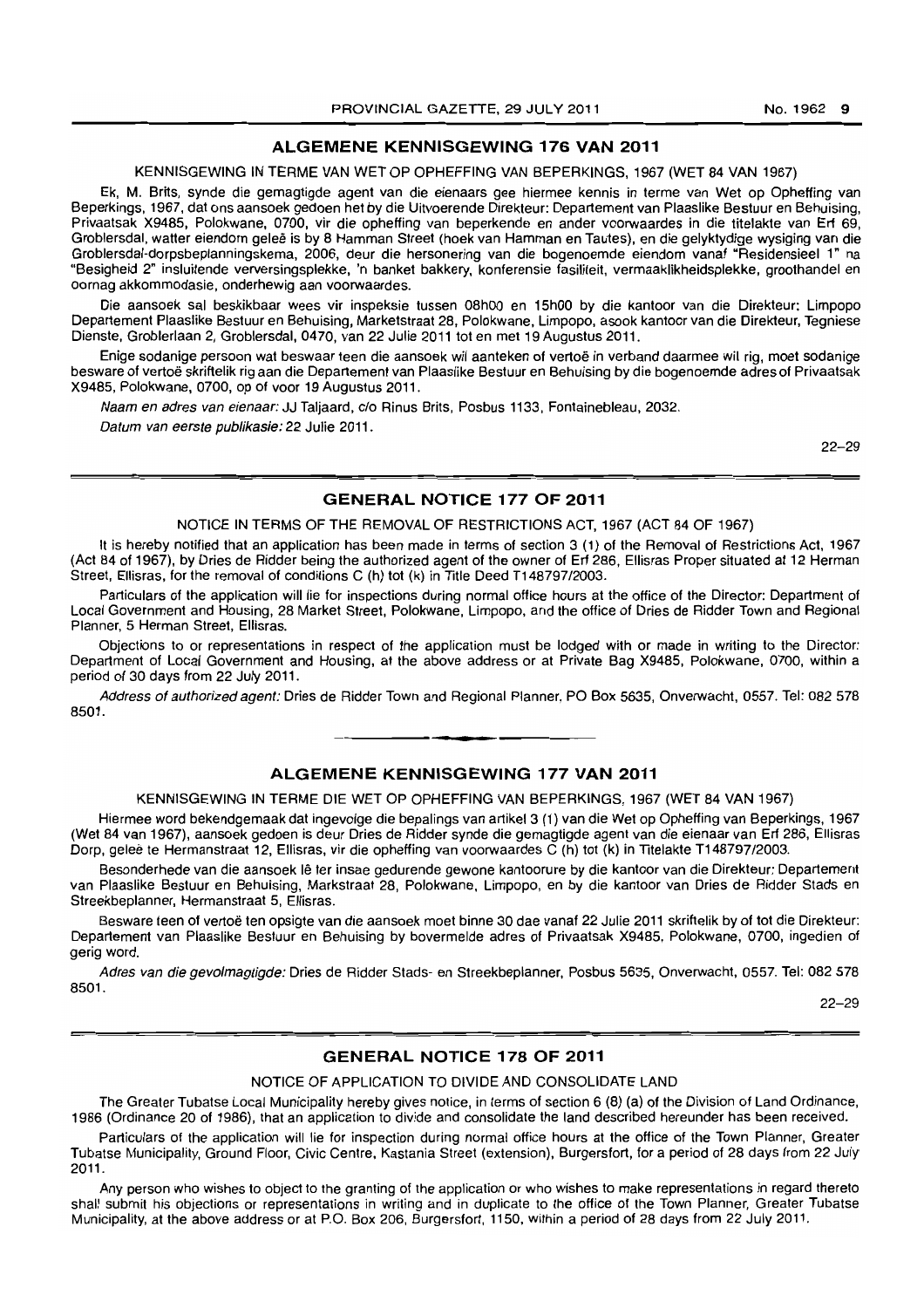## ALGEMENE KENNISGEWING 176 VAN 2011

KENNISGEWING IN TERME VAN WET OP OPHEFFING VAN BEPERKINGS, 1967 (WET 84 VAN 1967)

Ek, M. Brits, synde die gemagtigde agent van die eienaars gee hiermee kennis in terme van Wet op Opheffing van Beperkings, 1967, dat ons aansoek gedoen het by die Uitvoerende Direkteur: Departement van Plaaslike Bestuur en Behuising, Privaatsak X9485, Polokwane, 0700, vir die opheffing van beperkende en ander voorwaardes in die titelakte van Erf 69, Groblersdal, watter eiendom geleë is by 8 Hamman Street (hoek van Hamman en Tautes), en die gelyktydige wysiging van die Groblersdal-dorpsbeplanningskema, 2006, deur die hersonering van die bogenoemde eiendom vanaf "Residensieel 1" na "Besigheid 2" insluitende verversingsplekke, 'n banket bakkery, konferensie fasiliteit, vermaaklikheidsplekke, groothandel en oornag akkommodasie, onderhewig aan voorwaardes.

Die aansoek sal beskikbaar wees vir inspeksie tussen 08h00 en 15h00 by die kantoor van die Direkteur: Limpopo Departement Plaaslike Bestuur en Behuising, Marketstraat 28, Polokwane, Limpopo, asook kantoor van die Direkteur, Tegniese Dienste, Groblerlaan 2, Groblersdal, 0470, van 22 Julie 2011 tot en met 19 Augustus 2011.

Enige sodanige persoon wat beswaar teen die aansoek wil aanteken of vertoë in verband daarmee wil rig, moet sodanige besware of vertoë skriftelik rig aan die Departement van Plaaslike Bestuur en Behuising by die bogenoemde adres of Privaatsak X9485, Polokwane, 0700, op of voor 19 Augustus 2011.

*Naam en adres van eienaar:* JJ Taljaard, c/o Rinus Brits, Posbus 1133, Fontainebleau, 2032.

*Datum van eerste publikasie:* 22 Julie 2011.

22–29

## GENERAL NOTICE 177 OF 2011

NOTICE IN TERMS OF THE REMOVAL OF RESTRICTIONS ACT, 1967 (ACT 84 OF 1967)

It is hereby notified that an application has been made in terms of section 3 (1) of the Removal of Restrictions Act, 1967 (Act 84 of 1967), by Dries de Ridder being the authorized agent of the owner of Erf 286, Ellisras Proper situated at 12 Herman Street, Ellisras, for the removal of conditions C (h) tot (k) in Title Deed T148797/2003.

Particulars of the application will lie for inspections during normal office hours at the office of the Director: Department of Local Government and Housing, 28 Market Street, Polokwane, Limpopo, and the office of Dries de Ridder Town and Regional Planner, 5 Herman Street, Ellisras.

Objections to or representations in respect of the application must be lodged with or made in writing to the Director: Department of Local Government and Housing, at the above address or at Private Bag X9485, Polokwane, 0700, within a period of 30 days from 22 July 2011.

*Address of authorized agent:* Dries de Ridder Town and Regional Planner, PO Box 5635, Onverwacht, 0557. Tel: 082 578 8501.

---

## ALGEMENE KENNISGEWING 177 VAN 2011

KENNISGEWING IN TERME DIE WET OP OPHEFFING VAN BEPERKINGS, 1967 (WET 84 VAN 1967)

Hiermee word bekendgemaak dat ingevolge die bepalings van artikel 3 (1) van die Wet op Opheffing van Beperkings, 1967 (Wet 84 van 1967), aansoek gedoen is deur Dries de Ridder synde die gemagtigde agent van die eienaar van Erf 286, Ellisras Dorp, geleë te Hermanstraat 12, Ellisras, vir die opheffing van voorwaardes C (h) tot (k) in Titelakte T148797/2003.

Besonderhede van die aansoek lê ter insae gedurende gewone kantoorure by die kantoor van die Direkteur: Departement van Plaaslike Bestuur en Behuising, Markstraat 28, Polokwane, Limpopo, en by die kantoor van Dries de Ridder Stads en Streekbeplanner, Hermanstraat 5, Ellisras.

Besware teen of vertoë ten opsigte van die aansoek moet binne 30 dae vanaf 22 Julie 2011 skriftelik by of tot die Direkteur: Departement van Plaaslike Bestuur en Behuising by bovermelde adres of Privaatsak X9485, Polokwane, 0700, ingedien of gerig word.

*Adres van die gevolmagtigde:* Dries de Ridder Stads- en Streekbeplanner, Posbus 5635, Onverwacht, 0557. Tel: 082 578 8501.

22–29

## GENERAL NOTICE 178 OF 2011

NOTICE OF APPLICATION TO DIVIDE AND CONSOLIDATE LAND

The Greater Tubatse Local Municipality hereby gives notice, in terms of section 6 (8) (a) of the Division of Land Ordinance, 1986 (Ordinance 20 of 1986), that an application to divide and consolidate the land described hereunder has been received.

Particulars of the application will lie for inspection during normal office hours at the office of the Town Planner, Greater Tubatse Municipality, Ground Floor, Civic Centre, Kastania Street (extension), Burgersfort, for a period of 28 days from 22 July 2011.

Any person who wishes to object to the granting of the application or who wishes to make representations in regard thereto shall submit his objections or representations in writing and in duplicate to the office of the Town Planner, Greater Tubatse Municipality, at the above address or at P.O. Box 206, Burgersfort, 1150, within a period of 28 days from 22 July 2011.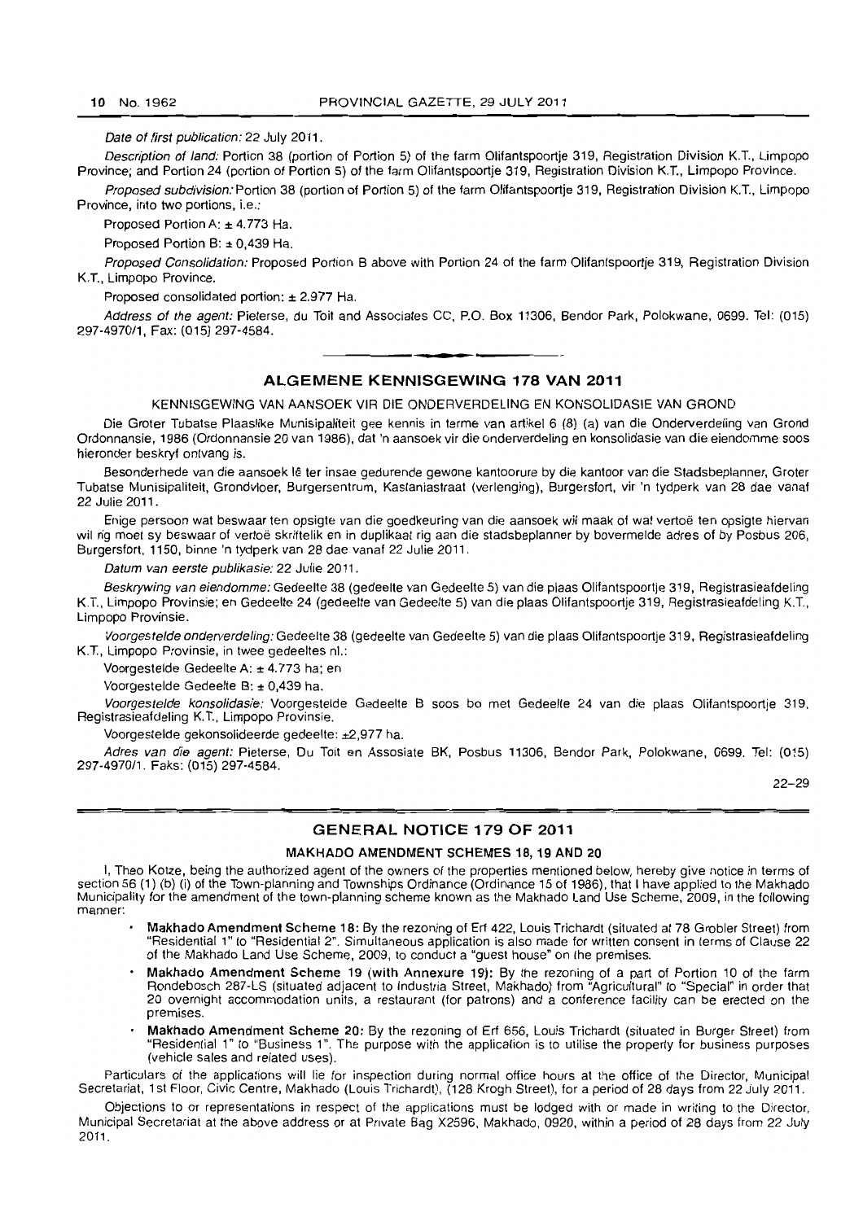*Date of first publication:* 22 July 2011.

*Description of land:* Portion 38 (portion of Portion 5) of the farm Olifantspoortje 319, Registration Division K.T., Limpopo Province; and Portion 24 (portion of Portion 5) of the farm Olifantspoortje 319, Registration Division K.T., Limpopo Province.

*Proposed subdivision:* Portion 38 (portion of Portion 5) of the farm Olifantspoortje 319, Registration Division K.T., Limpopo Province, into two portions, i.e.:

Proposed Portion A: ± 4.773 Ha.

Proposed Portion B: ± 0,439 Ha.

*Proposed Consolidation:* Proposed Portion B above with Portion 24 of the farm Olifantspoortje 319, Registration Division K.T., Limpopo Province.

Proposed consolidated portion: ± 2.977 Ha.

*Address of the agent:* Pieterse, du Toit and Associates CC, P.O. Box 11306, Bendor Park, Polokwane, 0699. Tel: (015) 297-4970/1, Fax: (015) 297-4584.

---

## ALGEMENE KENNISGEWING 178 VAN 2011

KENNISGEWING VAN AANSOEK VIR DIE ONDERVERDELING EN KONSOLIDASIE VAN GROND

Die Groter Tubatse Plaaslike Munisipaliteit gee kennis in terme van artikel 6 (8) (a) van die Onderverdeling van Grond Ordonnansie, 1986 (Ordonnansie 20 van 1986), dat 'n aansoek vir die onderverdeling en konsolidasie van die eiendomme soos hieronder beskryf ontvang is.

Besonderhede van die aansoek lê ter insae gedurende gewone kantoorure by die kantoor van die Stadsbeplanner, Groter Tubatse Munisipaliteit, Grondvloer, Burgersentrum, Kastaniastraat (verlenging), Burgersfort, vir 'n tydperk van 28 dae vanaf 22 Julie 2011.

Enige persoon wat beswaar ten opsigte van die goedkeuring van die aansoek wil maak of wat vertoë ten opsigte hiervan wil rig moet sy beswaar of vertoë skriftelik en in duplikaat rig aan die stadsbeplanner by bovermelde adres of by Posbus 206, Burgersfort, 1150, binne 'n tydperk van 28 dae vanaf 22 Julie 2011.

*Datum van eerste publikasie:* 22 Julie 2011.

*Beskrywing van eiendomme:* Gedeelte 38 (gedeelte van Gedeelte 5) van die plaas Olifantspoortje 319, Registrasieafdeling K.T., Limpopo Provinsie; en Gedeelte 24 (gedeelte van Gedeelte 5) van die plaas Olifantspoortje 319, Registrasieafdeling K.T., Limpopo Provinsie.

*Voorgestelde onderverdeling:* Gedeelte 38 (gedeelte van Gedeelte 5) van die plaas Olifantspoortje 319, Registrasieafdeling K.T., Limpopo Provinsie, in twee gedeeltes nl.:

Voorgestelde Gedeelte A: ± 4.773 ha; en

Voorgestelde Gedeelte B: ± 0,439 ha.

*Voorgestelde konsolidasie:* Voorgestelde Gedeelte B soos bo met Gedeelte 24 van die plaas Olifantspoortje 319, Registrasieafdeling K.T., Limpopo Provinsie.

Voorgestelde gekonsolideerde gedeelte: ±2,977 ha.

*Adres van die agent:* Pieterse, Du Toit en Assosiate BK, Posbus 11306, Bendor Park, Polokwane, 0699. Tel: (015) 297-4970/1. Faks: (015) 297-4584.

22–29

---

## GENERAL NOTICE 179 OF 2011

### MAKHADO AMENDMENT SCHEMES 18, 19 AND 20

I, Theo Kotze, being the authorized agent of the owners of the properties mentioned below, hereby give notice in terms of section 56 (1) (b) (i) of the Town-planning and Townships Ordinance (Ordinance 15 of 1986), that I have applied to the Makhado Municipality for the amendment of the town-planning scheme known as the Makhado Land Use Scheme, 2009, in the following manner:

- **Makhado Amendment Scheme 18:** By the rezoning of Erf 422, Louis Trichardt (situated at 78 Grobler Street) from "Residential 1" to "Residential 2". Simultaneous application is also made for written consent in terms of Clause 22 of the Makhado Land Use Scheme, 2009, to conduct a "guest house" on the premises.
- **Makhado Amendment Scheme 19 (with Annexure 19):** By the rezoning of a part of Portion 10 of the farm Rondebosch 287-LS (situated adjacent to Industria Street, Makhado) from "Agricultural" to "Special" in order that 20 overnight accommodation units, a restaurant (for patrons) and a conference facility can be erected on the premises.
- **Makhado Amendment Scheme 20:** By the rezoning of Erf 656, Louis Trichardt (situated in Burger Street) from "Residential 1" to "Business 1". The purpose with the application is to utilise the property for business purposes (vehicle sales and related uses).

Particulars of the applications will lie for inspection during normal office hours at the office of the Director, Municipal Secretariat, 1st Floor, Civic Centre, Makhado (Louis Trichardt), (128 Krogh Street), for a period of 28 days from 22 July 2011.

Objections to or representations in respect of the applications must be lodged with or made in writing to the Director, Municipal Secretariat at the above address or at Private Bag X2596, Makhado, 0920, within a period of 28 days from 22 July 2011.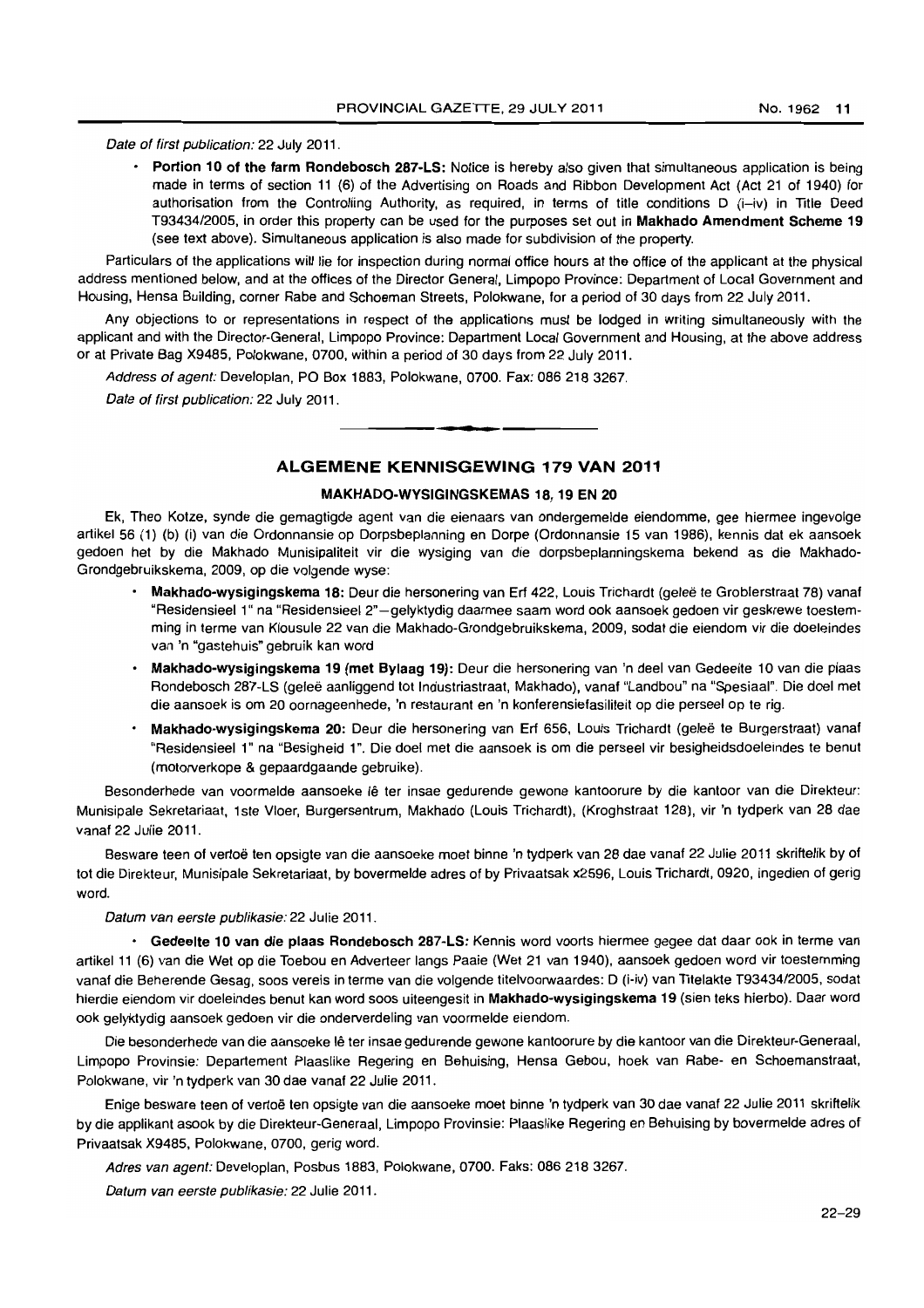*Date of first publication:* 22 July 2011.

- **Portion 10 of the farm Rondebosch 287-LS:** Notice is hereby also given that simultaneous application is being made in terms of section 11 (6) of the Advertising on Roads and Ribbon Development Act (Act 21 of 1940) for authorisation from the Controlling Authority, as required, in terms of title conditions D (i–iv) in Title Deed T93434/2005, in order this property can be used for the purposes set out in **Makhado Amendment Scheme 19** (see text above). Simultaneous application is also made for subdivision of the property.

Particulars of the applications will lie for inspection during normal office hours at the office of the applicant at the physical address mentioned below, and at the offices of the Director General, Limpopo Province: Department of Local Government and Housing, Hensa Building, corner Rabe and Schoeman Streets, Polokwane, for a period of 30 days from 22 July 2011.

Any objections to or representations in respect of the applications must be lodged in writing simultaneously with the applicant and with the Director-General, Limpopo Province: Department Local Government and Housing, at the above address or at Private Bag X9485, Polokwane, 0700, within a period of 30 days from 22 July 2011.

*Address of agent:* Developlan, PO Box 1883, Polokwane, 0700. Fax: 086 218 3267.

*Date of first publication:* 22 July 2011.

---

## ALGEMENE KENNISGEWING 179 VAN 2011

### MAKHADO-WYSIGINGSKEMAS 18, 19 EN 20

Ek, Theo Kotze, synde die gemagtigde agent van die eienaars van ondergemelde eiendomme, gee hiermee ingevolge artikel 56 (1) (b) (i) van die Ordonnansie op Dorpsbeplanning en Dorpe (Ordonnansie 15 van 1986), kennis dat ek aansoek gedoen het by die Makhado Munisipaliteit vir die wysiging van die dorpsbeplanningskema bekend as die Makhado-Grondgebruikskema, 2009, op die volgende wyse:

- **Makhado-wysigingskema 18:** Deur die hersonering van Erf 422, Louis Trichardt (geleë te Groblerstraat 78) vanaf "Residensieel 1" na "Residensieel 2"—gelyktydig daarmee saam word ook aansoek gedoen vir geskrewe toestemming in terme van Klousule 22 van die Makhado-Grondgebruikskema, 2009, sodat die eiendom vir die doeleindes van 'n "gastehuis" gebruik kan word
- **Makhado-wysigingskema 19 (met Bylaag 19):** Deur die hersonering van 'n deel van Gedeelte 10 van die plaas Rondebosch 287-LS (geleë aanliggend tot Industriastraat, Makhado), vanaf "Landbou" na "Spesiaal". Die doel met die aansoek is om 20 oornageenhede, 'n restaurant en 'n konferensiefasiliteit op die perseel op te rig.
- **Makhado-wysigingskema 20:** Deur die hersonering van Erf 656, Louis Trichardt (geleë te Burgerstraat) vanaf "Residensieel 1" na "Besigheid 1". Die doel met die aansoek is om die perseel vir besigheidsdoeleindes te benut (motorverkope & gepaardgaande gebruike).

Besonderhede van voormelde aansoeke lê ter insae gedurende gewone kantoorure by die kantoor van die Direkteur: Munisipale Sekretariaat, 1ste Vloer, Burgersentrum, Makhado (Louis Trichardt), (Kroghstraat 128), vir 'n tydperk van 28 dae vanaf 22 Julie 2011.

Besware teen of vertoë ten opsigte van die aansoeke moet binne 'n tydperk van 28 dae vanaf 22 Julie 2011 skriftelik by of tot die Direkteur, Munisipale Sekretariaat, by bovermelde adres of by Privaatsak x2596, Louis Trichardt, 0920, ingedien of gerig word.

*Datum van eerste publikasie:* 22 Julie 2011.

- **Gedeelte 10 van die plaas Rondebosch 287-LS:** Kennis word voorts hiermee gegee dat daar ook in terme van artikel 11 (6) van die Wet op die Toebou en Adverteer langs Paaie (Wet 21 van 1940), aansoek gedoen word vir toestemming vanaf die Beherende Gesag, soos vereis in terme van die volgende titelvoorwaardes: D (i-iv) van Titelakte T93434/2005, sodat hierdie eiendom vir doeleindes benut kan word soos uiteengesit in **Makhado-wysigingskema 19** (sien teks hierbo). Daar word ook gelyktydig aansoek gedoen vir die onderverdeling van voormelde eiendom.

Die besonderhede van die aansoeke lê ter insae gedurende gewone kantoorure by die kantoor van die Direkteur-Generaal, Limpopo Provinsie: Departement Plaaslike Regering en Behuising, Hensa Gebou, hoek van Rabe- en Schoemanstraat, Polokwane, vir 'n tydperk van 30 dae vanaf 22 Julie 2011.

Enige besware teen of vertoë ten opsigte van die aansoeke moet binne 'n tydperk van 30 dae vanaf 22 Julie 2011 skriftelik by die applikant asook by die Direkteur-Generaal, Limpopo Provinsie: Plaaslike Regering en Behuising by bovermelde adres of Privaatsak X9485, Polokwane, 0700, gerig word.

*Adres van agent:* Developlan, Posbus 1883, Polokwane, 0700. Faks: 086 218 3267.

*Datum van eerste publikasie:* 22 Julie 2011.

22–29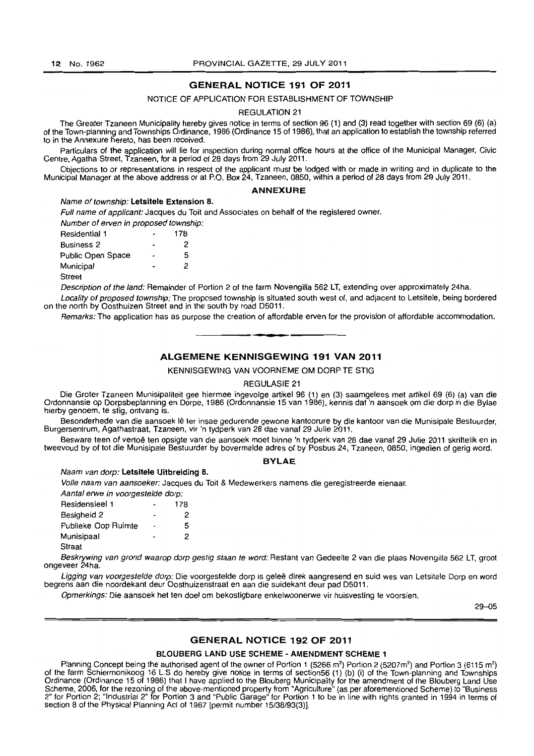## GENERAL NOTICE 191 OF 2011

NOTICE OF APPLICATION FOR ESTABLISHMENT OF TOWNSHIP

REGULATION 21

The Greater Tzaneen Municipality hereby gives notice in terms of section 96 (1) and (3) read together with section 69 (6) (a) of the Town-planning and Townships Ordinance, 1986 (Ordinance 15 of 1986), that an application to establish the township referred to in the Annexure hereto, has been received.

Particulars of the application will lie for inspection during normal office hours at the office of the Municipal Manager, Civic Centre, Agatha Street, Tzaneen, for a period of 28 days from 29 July 2011.

Objections to or representations in respect of the applicant must be lodged with or made in writing and in duplicate to the Municipal Manager at the above address or at P.O. Box 24, Tzaneen, 0850, within a period of 28 days from 29 July 2011.

### ANNEXURE

*Name of township:* **Letsitele Extension 8.**

*Full name of applicant:* Jacques du Toit and Associates on behalf of the registered owner.

*Number of erven in proposed township:*

| | | |
|---|---|---|
| Residential 1 | - | 178 |
| Business 2 | - | 2 |
| Public Open Space | - | 5 |
| Municipal | - | 2 |
| Street | | |

*Description of the land:* Remainder of Portion 2 of the farm Novengilla 562 LT, extending over approximately 24ha.

*Locality of proposed township:* The proposed township is situated south west of, and adjacent to Letsitele, being bordered on the north by Oosthuizen Street and in the south by road D5011.

*Remarks:* The application has as purpose the creation of affordable erven for the provision of affordable accommodation.

---

## ALGEMENE KENNISGEWING 191 VAN 2011

KENNISGEWING VAN VOORNEME OM DORP TE STIG

REGULASIE 21

Die Groter Tzaneen Munisipaliteit gee hiermee ingevolge artikel 96 (1) en (3) saamgelees met artikel 69 (6) (a) van die Ordonnansie op Dorpsbeplanning en Dorpe, 1986 (Ordonnansie 15 van 1986), kennis dat 'n aansoek om die dorp in die Bylae hierby genoem, te stig, ontvang is.

Besonderhede van die aansoek lê ter insae gedurende gewone kantoorure by die kantoor van die Munisipale Bestuurder, Burgersentrum, Agathastraat, Tzaneen, vir 'n tydperk van 28 dae vanaf 29 Julie 2011.

Besware teen of vertoë ten opsigte van die aansoek moet binne 'n tydperk van 28 dae vanaf 29 Julie 2011 skriftelik en in tweevoud by of tot die Munisipale Bestuurder by bovermelde adres of by Posbus 24, Tzaneen, 0850, ingedien of gerig word.

### BYLAE

*Naam van dorp:* **Letsitele Uitbreiding 8.**

*Volle naam van aansoeker:* Jacques du Toit & Medewerkers namens die geregistreerde eienaar.

*Aantal erwe in voorgestelde dorp:*

| | | |
|---|---|---|
| Residensieel 1 | - | 178 |
| Besigheid 2 | - | 2 |
| Publieke Oop Ruimte | - | 5 |
| Munisipaal | - | 2 |
| Straat | | |

*Beskrywing van grond waarop dorp gestig staan te word:* Restant van Gedeelte 2 van die plaas Novengilla 562 LT, groot ongeveer 24ha.

*Ligging van voorgestelde dorp:* Die voorgestelde dorp is geleë direk aangresend en suid wes van Letsitele Dorp en word begrens aan die noordekant deur Oosthuizenstraat en aan die suidekant deur pad D5011.

*Opmerkings:* Die aansoek het ten doel om bekostigbare enkelwoonerwe vir huisvesting te voorsien.

29–05

---

## GENERAL NOTICE 192 OF 2011

### BLOUBERG LAND USE SCHEME - AMENDMENT SCHEME 1

Planning Concept being the authorised agent of the owner of Portion 1 (5266 m²) Portion 2 (5207m²) and Portion 3 (6115 m²) of the farm Schiermonikoog 16 L.S do hereby give notice in terms of section56 (1) (b) (i) of the Town-planning and Townships Ordinance (Ordinance 15 of 1986) that I have applied to the Blouberg Municipality for the amendment of the Blouberg Land Use Scheme, 2006, for the rezoning of the above-mentioned property from "Agriculture" (as per aforementioned Scheme) to "Business 2" for Portion 2; "Industrial 2" for Portion 3 and "Public Garage" for Portion 1 to be in line with rights granted in 1994 in terms of section 8 of the Physical Planning Act of 1967 [permit number 15/38/93(3)].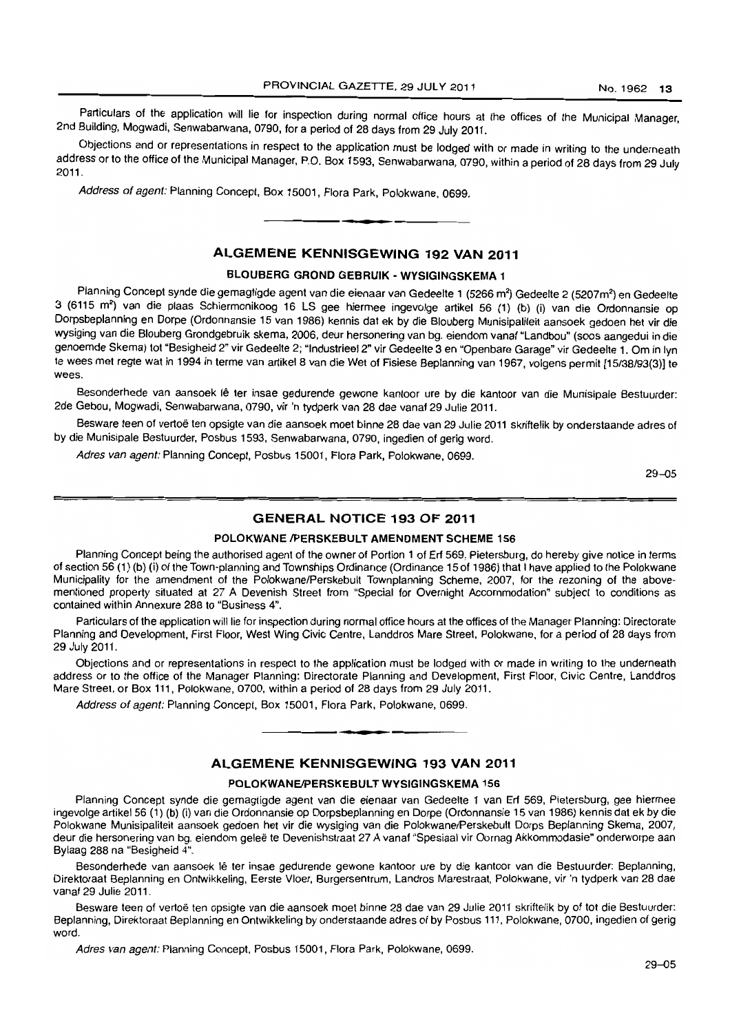Particulars of the application will lie for inspection during normal office hours at the offices of the Municipal Manager, 2nd Building, Mogwadi, Senwabarwana, 0790, for a period of 28 days from 29 July 2011.

Objections and or representations in respect to the application must be lodged with or made in writing to the underneath address or to the office of the Municipal Manager, P.O. Box 1593, Senwabarwana, 0790, within a period of 28 days from 29 July 2011.

*Address of agent:* Planning Concept, Box 15001, Flora Park, Polokwane, 0699.

---

## ALGEMENE KENNISGEWING 192 VAN 2011

### BLOUBERG GROND GEBRUIK - WYSIGINGSKEMA 1

Planning Concept synde die gemagtigde agent van die eienaar van Gedeelte 1 (5266 m²) Gedeelte 2 (5207m²) en Gedeelte 3 (6115 m²) van die plaas Schiermonikoog 16 LS gee hiermee ingevolge artikel 56 (1) (b) (i) van die Ordonnansie op Dorpsbeplanning en Dorpe (Ordonnansie 15 van 1986) kennis dat ek by die Blouberg Munisipaliteit aansoek gedoen het vir die wysiging van die Blouberg Grondgebruik skema, 2006, deur hersonering van bg. eiendom vanaf "Landbou" (soos aangedui in die genoemde Skema) tot "Besigheid 2" vir Gedeelte 2; "Industrieel 2" vir Gedeelte 3 en "Openbare Garage" vir Gedeelte 1. Om in lyn te wees met regte wat in 1994 in terme van artikel 8 van die Wet of Fisiese Beplanning van 1967, volgens permit [15/38/93(3)] te wees.

Besonderhede van aansoek lê ter insae gedurende gewone kantoor ure by die kantoor van die Munisipale Bestuurder: 2de Gebou, Mogwadi, Senwabarwana, 0790, vir 'n tydperk van 28 dae vanaf 29 Julie 2011.

Besware teen of vertoë ten opsigte van die aansoek moet binne 28 dae van 29 Julie 2011 skriftelik by onderstaande adres of by die Munisipale Bestuurder, Posbus 1593, Senwabarwana, 0790, ingedien of gerig word.

*Adres van agent:* Planning Concept, Posbus 15001, Flora Park, Polokwane, 0699.

29–05

---

## GENERAL NOTICE 193 OF 2011

### POLOKWANE /PERSKEBULT AMENDMENT SCHEME 156

Planning Concept being the authorised agent of the owner of Portion 1 of Erf 569, Pietersburg, do hereby give notice in terms of section 56 (1) (b) (i) of the Town-planning and Townships Ordinance (Ordinance 15 of 1986) that I have applied to the Polokwane Municipality for the amendment of the Polokwane/Perskebult Townplanning Scheme, 2007, for the rezoning of the abovementioned property situated at 27 A Devenish Street from "Special for Overnight Accommodation" subject to conditions as contained within Annexure 288 to "Business 4".

Particulars of the application will lie for inspection during normal office hours at the offices of the Manager Planning: Directorate Planning and Development, First Floor, West Wing Civic Centre, Landdros Mare Street, Polokwane, for a period of 28 days from 29 July 2011.

Objections and or representations in respect to the application must be lodged with or made in writing to the underneath address or to the office of the Manager Planning: Directorate Planning and Development, First Floor, Civic Centre, Landdros Mare Street, or Box 111, Polokwane, 0700, within a period of 28 days from 29 July 2011.

*Address of agent:* Planning Concept, Box 15001, Flora Park, Polokwane, 0699.

---

## ALGEMENE KENNISGEWING 193 VAN 2011

### POLOKWANE/PERSKEBULT WYSIGINGSKEMA 156

Planning Concept synde die gemagtigde agent van die eienaar van Gedeelte 1 van Erf 569, Pietersburg, gee hiermee ingevolge artikel 56 (1) (b) (i) van die Ordonnansie op Dorpsbeplanning en Dorpe (Ordonnansie 15 van 1986) kennis dat ek by die Polokwane Munisipaliteit aansoek gedoen het vir die wysiging van die Polokwane/Perskebult Dorps Beplanning Skema, 2007, deur die hersonering van bg. eiendom geleë te Devenishstraat 27 A vanaf "Spesiaal vir Oornag Akkommodasie" onderworpe aan Bylaag 288 na "Besigheid 4".

Besonderhede van aansoek lê ter insae gedurende gewone kantoor ure by die kantoor van die Bestuurder: Beplanning, Direktoraat Beplanning en Ontwikkeling, Eerste Vloer, Burgersentrum, Landros Marestraat, Polokwane, vir 'n tydperk van 28 dae vanaf 29 Julie 2011.

Besware teen of vertoë ten opsigte van die aansoek moet binne 28 dae van 29 Julie 2011 skriftelik by of tot die Bestuurder: Beplanning, Direktoraat Beplanning en Ontwikkeling by onderstaande adres of by Posbus 111, Polokwane, 0700, ingedien of gerig word.

*Adres van agent:* Planning Concept, Posbus 15001, Flora Park, Polokwane, 0699.

29–05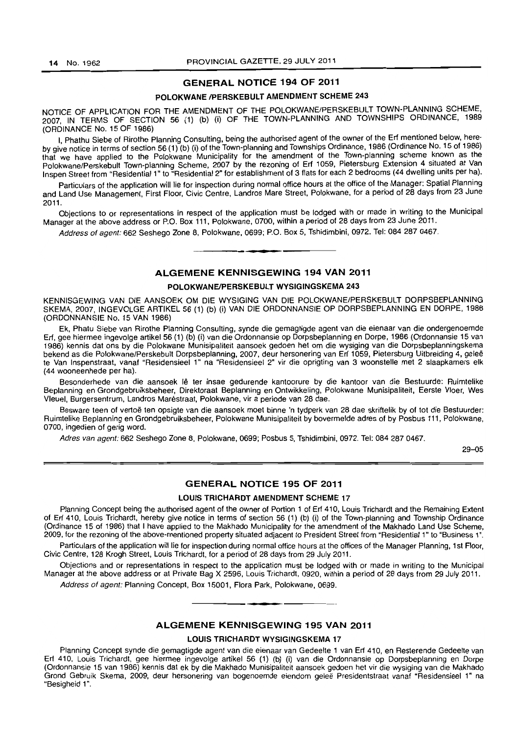## GENERAL NOTICE 194 OF 2011

### POLOKWANE /PERSKEBULT AMENDMENT SCHEME 243

NOTICE OF APPLICATION FOR THE AMENDMENT OF THE POLOKWANE/PERSKEBULT TOWN-PLANNING SCHEME, 2007, IN TERMS OF SECTION 56 (1) (b) (i) OF THE TOWN-PLANNING AND TOWNSHIPS ORDINANCE, 1989 (ORDINANCE No. 15 OF 1986)

I, Phathu Siebe of Rirothe Planning Consulting, being the authorised agent of the owner of the Erf mentioned below, hereby give notice in terms of section 56 (1) (b) (i) of the Town-planning and Townships Ordinance, 1986 (Ordinance No. 15 of 1986) that we have applied to the Polokwane Municipality for the amendment of the Town-planning scheme known as the Polokwane/Perskebult Town-planning Scheme, 2007 by the rezoning of Erf 1059, Pietersburg Extension 4 situated at Van Inspen Street from "Residential 1" to "Residential 2" for establishment of 3 flats for each 2 bedrooms (44 dwelling units per ha).

Particulars of the application will lie for inspection during normal office hours at the office of the Manager: Spatial Planning and Land Use Management, First Floor, Civic Centre, Landros Mare Street, Polokwane, for a period of 28 days from 23 June 2011.

Objections to or representations in respect of the application must be lodged with or made in writing to the Municipal Manager at the above address or P.O. Box 111, Polokwane, 0700, within a period of 28 days from 23 June 2011.

*Address of agent:* 662 Seshego Zone 8, Polokwane, 0699; P.O. Box 5, Tshidimbini, 0972. Tel: 084 287 0467.

---

## ALGEMENE KENNISGEWING 194 VAN 2011

### POLOKWANE/PERSKEBULT WYSIGINGSKEMA 243

KENNISGEWING VAN DIE AANSOEK OM DIE WYSIGING VAN DIE POLOKWANE/PERSKEBULT DORPSBEPLANNING SKEMA, 2007, INGEVOLGE ARTIKEL 56 (1) (b) (i) VAN DIE ORDONNANSIE OP DORPSBEPLANNING EN DORPE, 1986 (ORDONNANSIE No. 15 VAN 1986)

Ek, Phatu Siebe van Rirothe Planning Consulting, synde die gemagtigde agent van die eienaar van die ondergenoemde Erf, gee hiermee ingevolge artikel 56 (1) (b) (i) van die Ordonnansie op Dorpsbeplanning en Dorpe, 1986 (Ordonnansie 15 van 1986) kennis dat ons by die Polokwane Munisipaliteit aansoek gedoen het om die wysiging van die Dorpsbeplanningskema bekend as die Polokwane/Perskebult Dorpsbeplanning, 2007, deur hersonering van Erf 1059, Pietersburg Uitbreiding 4, geleë te Van Inspenstraat, vanaf "Residensieel 1" na "Residensieel 2" vir die oprigting van 3 woonstelle met 2 slaapkamers elk (44 wooneenhede per ha).

Besonderhede van die aansoek lê ter insae gedurende kantoorure by die kantoor van die Bestuurde: Ruimtelike Beplanning en Grondgebruiksbeheer, Direktoraat Beplanning en Ontwikkeling, Polokwane Munisipaliteit, Eerste Vloer, Wes Vleuel, Burgersentrum, Landros Maréstraat, Polokwane, vir a periode van 28 dae.

Besware teen of vertoë ten opsigte van die aansoek moet binne 'n tydperk van 28 dae skriftelik by of tot die Bestuurder: Ruimtelike Beplanning en Grondgebruiksbeheer, Polokwane Munisipaliteit by bovermelde adres of by Posbus 111, Polokwane, 0700, ingedien of gerig word.

*Adres van agent:* 662 Seshego Zone 8, Polokwane, 0699; Posbus 5, Tshidimbini, 0972. Tel: 084 287 0467.

29–05

---

## GENERAL NOTICE 195 OF 2011

### LOUIS TRICHARDT AMENDMENT SCHEME 17

Planning Concept being the authorised agent of the owner of Portion 1 of Erf 410, Louis Trichardt and the Remaining Extent of Erf 410, Louis Trichardt, hereby give notice in terms of section 56 (1) (b) (i) of the Town-planning and Township Ordinance (Ordinance 15 of 1986) that I have applied to the Makhado Municipality for the amendment of the Makhado Land Use Scheme, 2009, for the rezoning of the above-mentioned property situated adjacent to President Street from "Residential 1" to "Business 1".

Particulars of the application will lie for inspection during normal office hours at the offices of the Manager Planning, 1st Floor, Civic Centre, 128 Krogh Street, Louis Trichardt, for a period of 28 days from 29 July 2011.

Objections and or representations in respect to the application must be lodged with or made in writing to the Municipal Manager at the above address or at Private Bag X 2596, Louis Trichardt, 0920, within a period of 28 days from 29 July 2011.

*Address of agent:* Planning Concept, Box 15001, Flora Park, Polokwane, 0699.

---

## ALGEMENE KENNISGEWING 195 VAN 2011

### LOUIS TRICHARDT WYSIGINGSKEMA 17

Planning Concept synde die gemagtigde agent van die eienaar van Gedeelte 1 van Erf 410, en Resterende Gedeelte van Erf 410, Louis Trichardt, gee hiermee ingevolge artikel 56 (1) (b) (i) van die Ordonnansie op Dorpsbeplanning en Dorpe (Ordonnansie 15 van 1986) kennis dat ek by die Makhado Munisipaliteit aansoek gedoen het vir die wysiging van die Makhado Grond Gebruik Skema, 2009, deur hersonering van bogenoemde eiendom geleë Presidentstraat vanaf "Residensieel 1" na "Besigheid 1".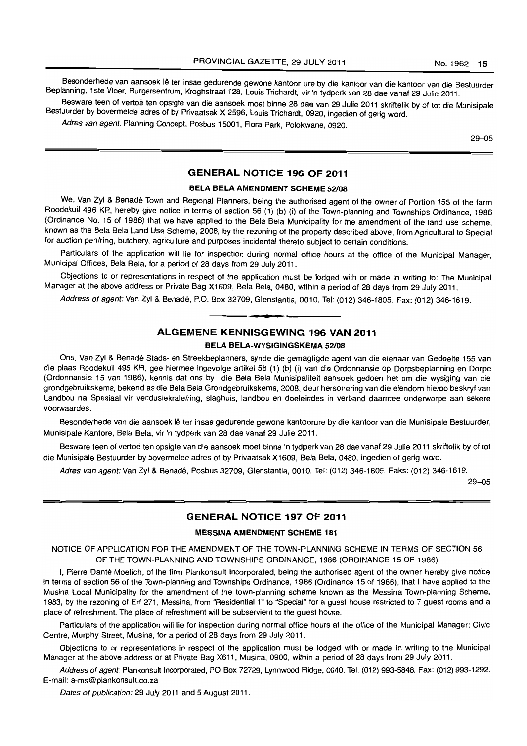Besonderhede van aansoek lê ter insae gedurende gewone kantoor ure by die kantoor van die kantoor van die Bestuurder Beplanning, 1ste Vloer, Burgersentrum, Kroghstraat 128, Louis Trichardt, vir 'n tydperk van 28 dae vanaf 29 Julie 2011.

Besware teen of vertoë ten opsigte van die aansoek moet binne 28 dae van 29 Julie 2011 skriftelik by of tot die Munisipale Bestuurder by bovermelde adres of by Privaatsak X 2596, Louis Trichardt, 0920, ingedien of gerig word.

*Adres van agent:* Planning Concept, Posbus 15001, Flora Park, Polokwane, 0920.

29–05

## GENERAL NOTICE 196 OF 2011

### BELA BELA AMENDMENT SCHEME 52/08

We, Van Zyl & Benadé Town and Regional Planners, being the authorised agent of the owner of Portion 155 of the farm Roodekuil 496 KR, hereby give notice in terms of section 56 (1) (b) (i) of the Town-planning and Townships Ordinance, 1986 (Ordinance No. 15 of 1986) that we have applied to the Bela Bela Municipality for the amendment of the land use scheme, known as the Bela Bela Land Use Scheme, 2008, by the rezoning of the property described above, from Agricultural to Special for auction pen/ring, butchery, agriculture and purposes incidental thereto subject to certain conditions.

Particulars of the application will lie for inspection during normal office hours at the office of the Municipal Manager, Municipal Offices, Bela Bela, for a period of 28 days from 29 July 2011.

Objections to or representations in respect of the application must be lodged with or made in writing to: The Municipal Manager at the above address or Private Bag X1609, Bela Bela, 0480, within a period of 28 days from 29 July 2011.

*Address of agent:* Van Zyl & Benadé, P.O. Box 32709, Glenstantia, 0010. Tel: (012) 346-1805. Fax: (012) 346-1619.

## ALGEMENE KENNISGEWING 196 VAN 2011

### BELA BELA-WYSIGINGSKEMA 52/08

Ons, Van Zyl & Benadé Stads- en Streekbeplanners, synde die gemagtigde agent van die eienaar van Gedeelte 155 van die plaas Roodekuil 496 KR, gee hiermee ingevolge artikel 56 (1) (b) (i) van die Ordonnansie op Dorpsbeplanning en Dorpe (Ordonnansie 15 van 1986), kennis dat ons by die Bela Bela Munisipaliteit aansoek gedoen het om die wysiging van die grondgebruikskema, bekend as die Bela Bela Grondgebruikskema, 2008, deur hersonering van die eiendom hierbo beskryf van Landbou na Spesiaal vir vendusiekrale/ring, slaghuis, landbou en doeleindes in verband daarmee onderworpe aan sekere voorwaardes.

Besonderhede van die aansoek lê ter insae gedurende gewone kantoorure by die kantoor van die Munisipale Bestuurder, Munisipale Kantore, Bela Bela, vir 'n tydperk van 28 dae vanaf 29 Julie 2011.

Besware teen of vertoë ten opsigte van die aansoek moet binne 'n tydperk van 28 dae vanaf 29 Julie 2011 skriftelik by of tot die Munisipale Bestuurder by bovermelde adres of by Privaatsak X1609, Bela Bela, 0480, ingedien of gerig word.

*Adres van agent:* Van Zyl & Benadé, Posbus 32709, Glenstantia, 0010. Tel: (012) 346-1805. Faks: (012) 346-1619.

29–05

## GENERAL NOTICE 197 OF 2011

### MESSINA AMENDMENT SCHEME 181

NOTICE OF APPLICATION FOR THE AMENDMENT OF THE TOWN-PLANNING SCHEME IN TERMS OF SECTION 56 OF THE TOWN-PLANNING AND TOWNSHIPS ORDINANCE, 1986 (ORDINANCE 15 OF 1986)

I, Pierre Danté Moelich, of the firm Plankonsult Incorporated, being the authorised agent of the owner hereby give notice in terms of section 56 of the Town-planning and Townships Ordinance, 1986 (Ordinance 15 of 1986), that I have applied to the Musina Local Municipality for the amendment of the town-planning scheme known as the Messina Town-planning Scheme, 1983, by the rezoning of Erf 271, Messina, from "Residential 1" to "Special" for a guest house restricted to 7 guest rooms and a place of refreshment. The place of refreshment will be subservient to the guest house.

Particulars of the application will lie for inspection during normal office hours at the office of the Municipal Manager: Civic Centre, Murphy Street, Musina, for a period of 28 days from 29 July 2011.

Objections to or representations in respect of the application must be lodged with or made in writing to the Municipal Manager at the above address or at Private Bag X611, Musina, 0900, within a period of 28 days from 29 July 2011.

*Address of agent:* Plankonsult Incorporated, PO Box 72729, Lynnwood Ridge, 0040. Tel: (012) 993-5848. Fax: (012) 993-1292. E-mail: a-ms@plankonsult.co.za

*Dates of publication:* 29 July 2011 and 5 August 2011.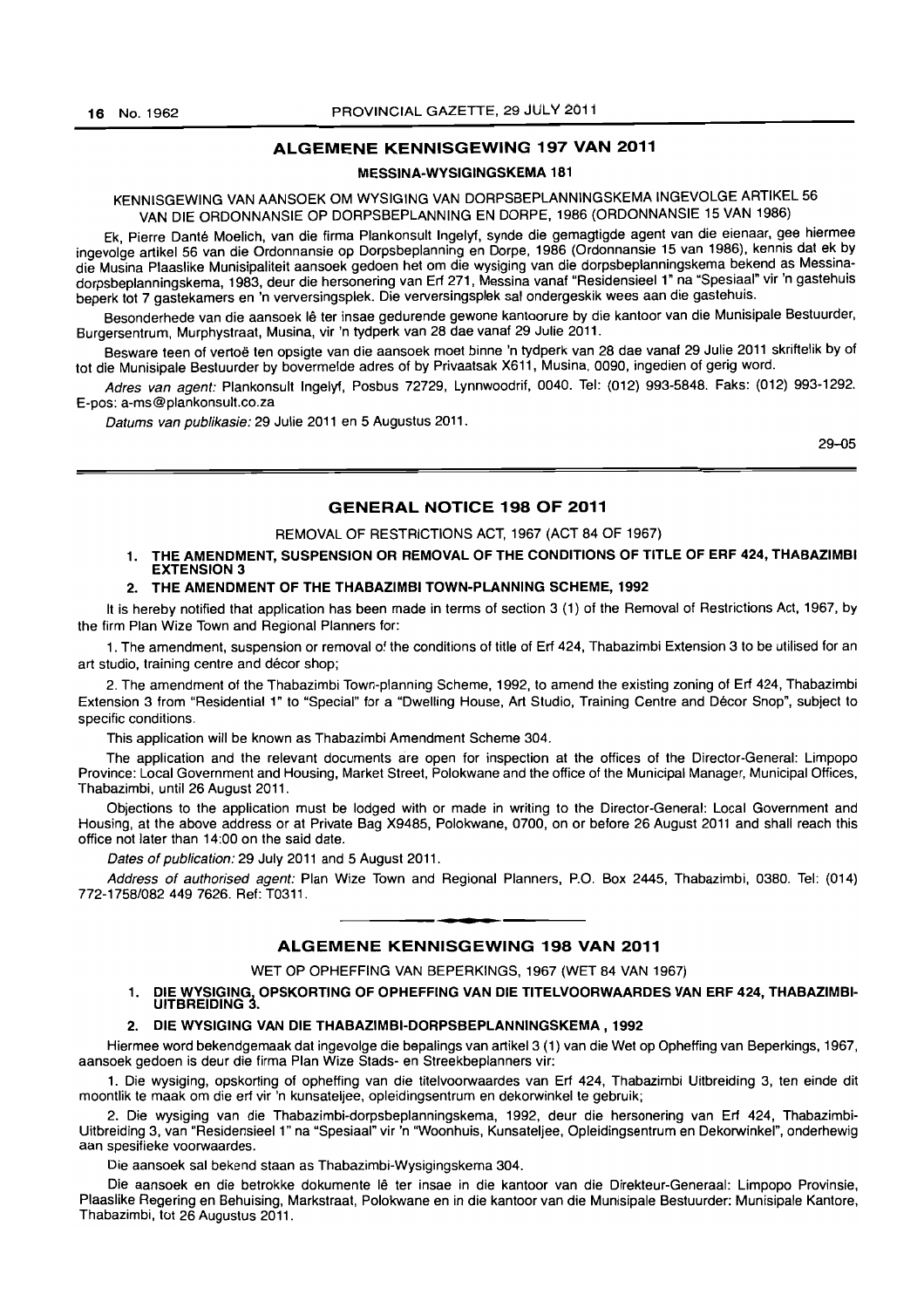## ALGEMENE KENNISGEWING 197 VAN 2011

### MESSINA-WYSIGINGSKEMA 181

KENNISGEWING VAN AANSOEK OM WYSIGING VAN DORPSBEPLANNINGSKEMA INGEVOLGE ARTIKEL 56 VAN DIE ORDONNANSIE OP DORPSBEPLANNING EN DORPE, 1986 (ORDONNANSIE 15 VAN 1986)

Ek, Pierre Danté Moelich, van die firma Plankonsult Ingelyf, synde die gemagtigde agent van die eienaar, gee hiermee ingevolge artikel 56 van die Ordonnansie op Dorpsbeplanning en Dorpe, 1986 (Ordonnansie 15 van 1986), kennis dat ek by die Musina Plaaslike Munisipaliteit aansoek gedoen het om die wysiging van die dorpsbeplanningskema bekend as Messina-dorpsbeplanningskema, 1983, deur die hersonering van Erf 271, Messina vanaf "Residensieel 1" na "Spesiaal" vir 'n gastehuis beperk tot 7 gastekamers en 'n verversingsplek. Die verversingsplek sal ondergeskik wees aan die gastehuis.

Besonderhede van die aansoek lê ter insae gedurende gewone kantoorure by die kantoor van die Munisipale Bestuurder, Burgersentrum, Murphystraat, Musina, vir 'n tydperk van 28 dae vanaf 29 Julie 2011.

Besware teen of vertoë ten opsigte van die aansoek moet binne 'n tydperk van 28 dae vanaf 29 Julie 2011 skriftelik by of tot die Munisipale Bestuurder by bovermelde adres of by Privaatsak X611, Musina, 0090, ingedien of gerig word.

*Adres van agent:* Plankonsult Ingelyf, Posbus 72729, Lynnwoodrif, 0040. Tel: (012) 993-5848. Faks: (012) 993-1292. E-pos: a-ms@plankonsult.co.za

*Datums van publikasie:* 29 Julie 2011 en 5 Augustus 2011.

29–05

## GENERAL NOTICE 198 OF 2011

REMOVAL OF RESTRICTIONS ACT, 1967 (ACT 84 OF 1967)

1. **THE AMENDMENT, SUSPENSION OR REMOVAL OF THE CONDITIONS OF TITLE OF ERF 424, THABAZIMBI EXTENSION 3**
2. **THE AMENDMENT OF THE THABAZIMBI TOWN-PLANNING SCHEME, 1992**

It is hereby notified that application has been made in terms of section 3 (1) of the Removal of Restrictions Act, 1967, by the firm Plan Wize Town and Regional Planners for:

1. The amendment, suspension or removal of the conditions of title of Erf 424, Thabazimbi Extension 3 to be utilised for an art studio, training centre and décor shop;

2. The amendment of the Thabazimbi Town-planning Scheme, 1992, to amend the existing zoning of Erf 424, Thabazimbi Extension 3 from "Residential 1" to "Special" for a "Dwelling House, Art Studio, Training Centre and Décor Snop", subject to specific conditions.

This application will be known as Thabazimbi Amendment Scheme 304.

The application and the relevant documents are open for inspection at the offices of the Director-General: Limpopo Province: Local Government and Housing, Market Street, Polokwane and the office of the Municipal Manager, Municipal Offices, Thabazimbi, until 26 August 2011.

Objections to the application must be lodged with or made in writing to the Director-General: Local Government and Housing, at the above address or at Private Bag X9485, Polokwane, 0700, on or before 26 August 2011 and shall reach this office not later than 14:00 on the said date.

*Dates of publication:* 29 July 2011 and 5 August 2011.

*Address of authorised agent:* Plan Wize Town and Regional Planners, P.O. Box 2445, Thabazimbi, 0380. Tel: (014) 772-1758/082 449 7626. Ref: T0311.

## ALGEMENE KENNISGEWING 198 VAN 2011

WET OP OPHEFFING VAN BEPERKINGS, 1967 (WET 84 VAN 1967)

1. **DIE WYSIGING, OPSKORTING OF OPHEFFING VAN DIE TITELVOORWAARDES VAN ERF 424, THABAZIMBI-UITBREIDING 3.**
2. **DIE WYSIGING VAN DIE THABAZIMBI-DORPSBEPLANNINGSKEMA , 1992**

Hiermee word bekendgemaak dat ingevolge die bepalings van artikel 3 (1) van die Wet op Opheffing van Beperkings, 1967, aansoek gedoen is deur die firma Plan Wize Stads- en Streekbeplanners vir:

1. Die wysiging, opskorting of opheffing van die titelvoorwaardes van Erf 424, Thabazimbi Uitbreiding 3, ten einde dit moontlik te maak om die erf vir 'n kunsateljee, opleidingsentrum en dekorwinkel te gebruik;

2. Die wysiging van die Thabazimbi-dorpsbeplanningskema, 1992, deur die hersonering van Erf 424, Thabazimbi-Uitbreiding 3, van "Residensieel 1" na "Spesiaal" vir 'n "Woonhuis, Kunsateljee, Opleidingsentrum en Dekorwinkel", onderhewig aan spesifieke voorwaardes.

Die aansoek sal bekend staan as Thabazimbi-Wysigingskema 304.

Die aansoek en die betrokke dokumente lê ter insae in die kantoor van die Direkteur-Generaal: Limpopo Provinsie, Plaaslike Regering en Behuising, Markstraat, Polokwane en in die kantoor van die Munisipale Bestuurder: Munisipale Kantore, Thabazimbi, tot 26 Augustus 2011.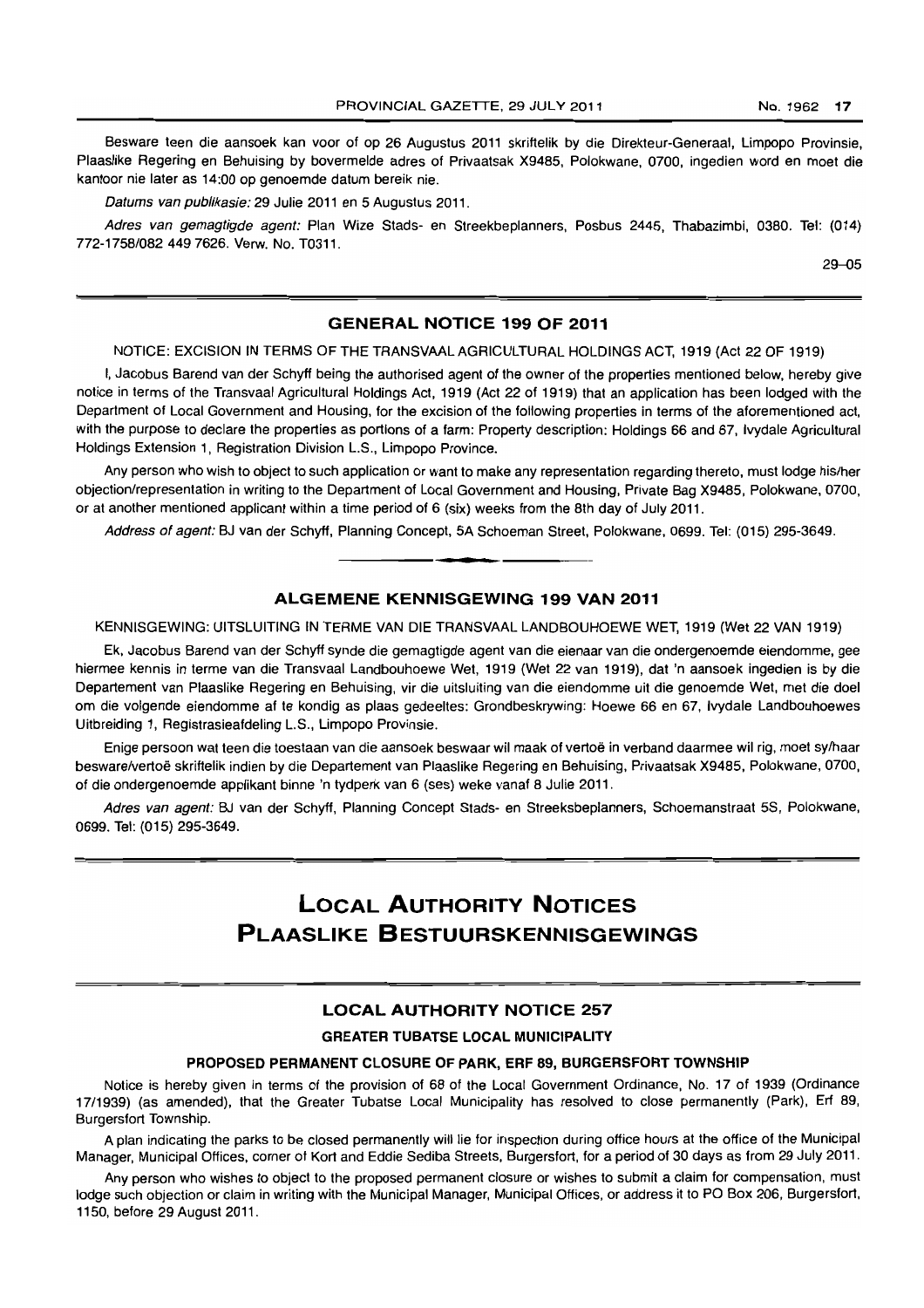Besware teen die aansoek kan voor of op 26 Augustus 2011 skriftelik by die Direkteur-Generaal, Limpopo Provinsie, Plaaslike Regering en Behuising by bovermelde adres of Privaatsak X9485, Polokwane, 0700, ingedien word en moet die kantoor nie later as 14:00 op genoemde datum bereik nie.

*Datums van publikasie:* 29 Julie 2011 en 5 Augustus 2011.

*Adres van gemagtigde agent:* Plan Wize Stads- en Streekbeplanners, Posbus 2445, Thabazimbi, 0380. Tel: (014) 772-1758/082 449 7626. Verw. No. T0311.

29–05

## GENERAL NOTICE 199 OF 2011

NOTICE: EXCISION IN TERMS OF THE TRANSVAAL AGRICULTURAL HOLDINGS ACT, 1919 (Act 22 OF 1919)

I, Jacobus Barend van der Schyff being the authorised agent of the owner of the properties mentioned below, hereby give notice in terms of the Transvaal Agricultural Holdings Act, 1919 (Act 22 of 1919) that an application has been lodged with the Department of Local Government and Housing, for the excision of the following properties in terms of the aforementioned act, with the purpose to declare the properties as portions of a farm: Property description: Holdings 66 and 67, Ivydale Agricultural Holdings Extension 1, Registration Division L.S., Limpopo Province.

Any person who wish to object to such application or want to make any representation regarding thereto, must lodge his/her objection/representation in writing to the Department of Local Government and Housing, Private Bag X9485, Polokwane, 0700, or at another mentioned applicant within a time period of 6 (six) weeks from the 8th day of July 2011.

*Address of agent:* BJ van der Schyff, Planning Concept, 5A Schoeman Street, Polokwane, 0699. Tel: (015) 295-3649.

## ALGEMENE KENNISGEWING 199 VAN 2011

KENNISGEWING: UITSLUITING IN TERME VAN DIE TRANSVAAL LANDBOUHOEWE WET, 1919 (Wet 22 VAN 1919)

Ek, Jacobus Barend van der Schyff synde die gemagtigde agent van die eienaar van die ondergenoemde eiendomme, gee hiermee kennis in terme van die Transvaal Landbouhoewe Wet, 1919 (Wet 22 van 1919), dat 'n aansoek ingedien is by die Departement van Plaaslike Regering en Behuising, vir die uitsluiting van die eiendomme uit die genoemde Wet, met die doel om die volgende eiendomme af te kondig as plaas gedeeltes: Grondbeskrywing: Hoewe 66 en 67, Ivydale Landbouhoewes Uitbreiding 1, Registrasieafdeling L.S., Limpopo Provinsie.

Enige persoon wat teen die toestaan van die aansoek beswaar wil maak of vertoë in verband daarmee wil rig, moet sy/haar besware/vertoë skriftelik indien by die Departement van Plaaslike Regering en Behuising, Privaatsak X9485, Polokwane, 0700, of die ondergenoemde applikant binne 'n tydperk van 6 (ses) weke vanaf 8 Julie 2011.

*Adres van agent:* BJ van der Schyff, Planning Concept Stads- en Streeksbeplanners, Schoemanstraat 5S, Polokwane, 0699. Tel: (015) 295-3649.

# LOCAL AUTHORITY NOTICES
# PLAASLIKE BESTUURSKENNISGEWINGS

## LOCAL AUTHORITY NOTICE 257

### GREATER TUBATSE LOCAL MUNICIPALITY

#### PROPOSED PERMANENT CLOSURE OF PARK, ERF 89, BURGERSFORT TOWNSHIP

Notice is hereby given in terms of the provision of 68 of the Local Government Ordinance, No. 17 of 1939 (Ordinance 17/1939) (as amended), that the Greater Tubatse Local Municipality has resolved to close permanently (Park), Erf 89, Burgersfort Township.

A plan indicating the parks to be closed permanently will lie for inspection during office hours at the office of the Municipal Manager, Municipal Offices, corner of Kort and Eddie Sediba Streets, Burgersfort, for a period of 30 days as from 29 July 2011.

Any person who wishes to object to the proposed permanent closure or wishes to submit a claim for compensation, must lodge such objection or claim in writing with the Municipal Manager, Municipal Offices, or address it to PO Box 206, Burgersfort, 1150, before 29 August 2011.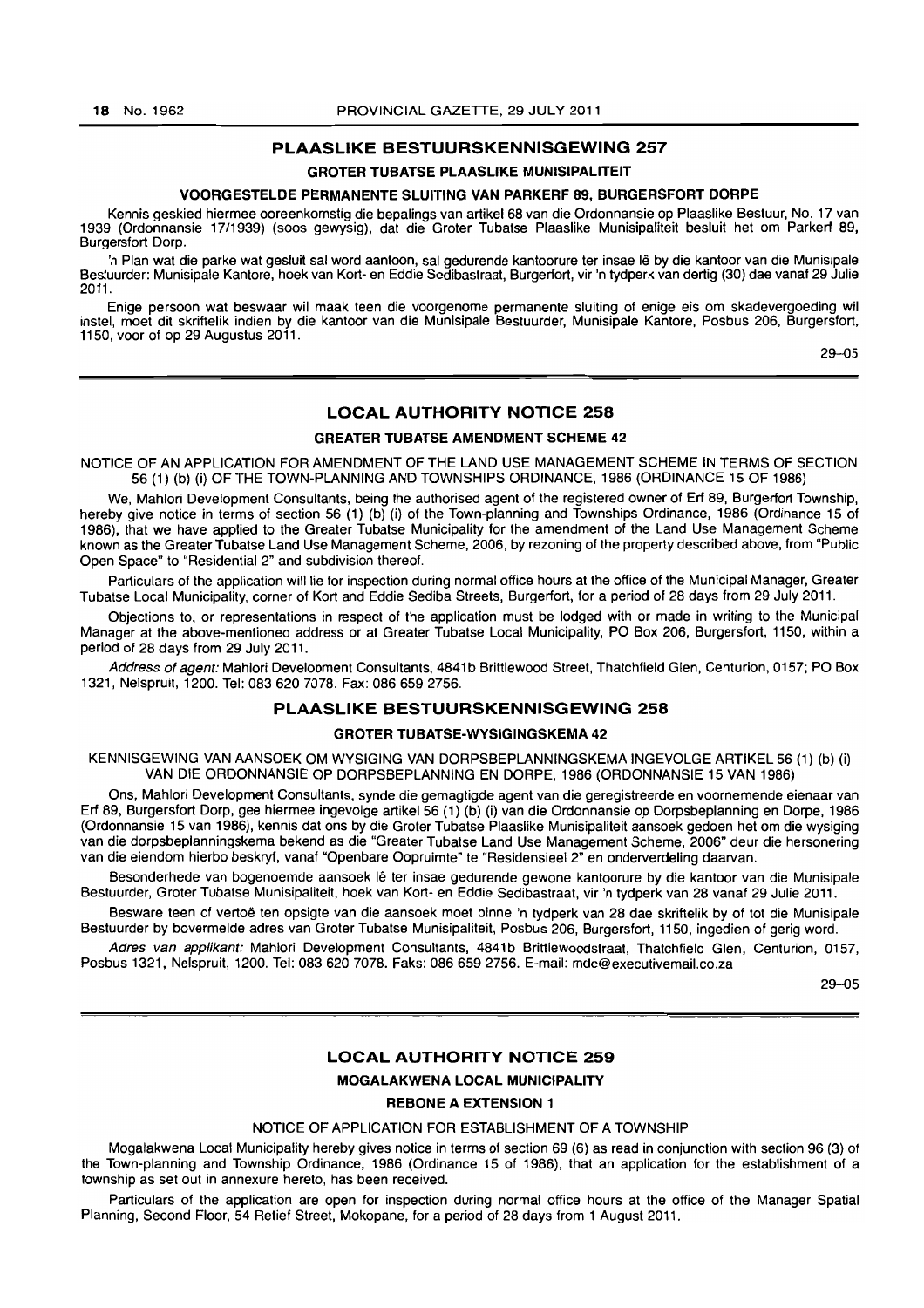## PLAASLIKE BESTUURSKENNISGEWING 257

### GROTER TUBATSE PLAASLIKE MUNISIPALITEIT

### VOORGESTELDE PERMANENTE SLUITING VAN PARKERF 89, BURGERSFORT DORPE

Kennis geskied hiermee ooreenkomstig die bepalings van artikel 68 van die Ordonnansie op Plaaslike Bestuur, No. 17 van 1939 (Ordonnansie 17/1939) (soos gewysig), dat die Groter Tubatse Plaaslike Munisipaliteit besluit het om Parkerf 89, Burgersfort Dorp.

'n Plan wat die parke wat gesluit sal word aantoon, sal gedurende kantoorure ter insae lê by die kantoor van die Munisipale Bestuurder: Munisipale Kantore, hoek van Kort- en Eddie Sedibastraat, Burgerfort, vir 'n tydperk van dertig (30) dae vanaf 29 Julie 2011.

Enige persoon wat beswaar wil maak teen die voorgenome permanente sluiting of enige eis om skadevergoeding wil instel, moet dit skriftelik indien by die kantoor van die Munisipale Bestuurder, Munisipale Kantore, Posbus 206, Burgersfort, 1150, voor of op 29 Augustus 2011.

29–05

## LOCAL AUTHORITY NOTICE 258

### GREATER TUBATSE AMENDMENT SCHEME 42

NOTICE OF AN APPLICATION FOR AMENDMENT OF THE LAND USE MANAGEMENT SCHEME IN TERMS OF SECTION 56 (1) (b) (i) OF THE TOWN-PLANNING AND TOWNSHIPS ORDINANCE, 1986 (ORDINANCE 15 OF 1986)

We, Mahlori Development Consultants, being the authorised agent of the registered owner of Erf 89, Burgerfort Township, hereby give notice in terms of section 56 (1) (b) (i) of the Town-planning and Townships Ordinance, 1986 (Ordinance 15 of 1986), that we have applied to the Greater Tubatse Municipality for the amendment of the Land Use Management Scheme known as the Greater Tubatse Land Use Management Scheme, 2006, by rezoning of the property described above, from "Public Open Space" to "Residential 2" and subdivision thereof.

Particulars of the application will lie for inspection during normal office hours at the office of the Municipal Manager, Greater Tubatse Local Municipality, corner of Kort and Eddie Sediba Streets, Burgerfort, for a period of 28 days from 29 July 2011.

Objections to, or representations in respect of the application must be lodged with or made in writing to the Municipal Manager at the above-mentioned address or at Greater Tubatse Local Municipality, PO Box 206, Burgersfort, 1150, within a period of 28 days from 29 July 2011.

*Address of agent:* Mahlori Development Consultants, 4841b Brittlewood Street, Thatchfield Glen, Centurion, 0157; PO Box 1321, Nelspruit, 1200. Tel: 083 620 7078. Fax: 086 659 2756.

## PLAASLIKE BESTUURSKENNISGEWING 258

### GROTER TUBATSE-WYSIGINGSKEMA 42

KENNISGEWING VAN AANSOEK OM WYSIGING VAN DORPSBEPLANNINGSKEMA INGEVOLGE ARTIKEL 56 (1) (b) (i) VAN DIE ORDONNANSIE OP DORPSBEPLANNING EN DORPE, 1986 (ORDONNANSIE 15 VAN 1986)

Ons, Mahlori Development Consultants, synde die gemagtigde agent van die geregistreerde en voornemende eienaar van Erf 89, Burgersfort Dorp, gee hiermee ingevolge artikel 56 (1) (b) (i) van die Ordonnansie op Dorpsbeplanning en Dorpe, 1986 (Ordonnansie 15 van 1986), kennis dat ons by die Groter Tubatse Plaaslike Munisipaliteit aansoek gedoen het om die wysiging van die dorpsbeplanningskema bekend as die "Greater Tubatse Land Use Management Scheme, 2006" deur die hersonering van die eiendom hierbo beskryf, vanaf "Openbare Oopruimte" te "Residensieel 2" en onderverdeling daarvan.

Besonderhede van bogenoemde aansoek lê ter insae gedurende gewone kantoorure by die kantoor van die Munisipale Bestuurder, Groter Tubatse Munisipaliteit, hoek van Kort- en Eddie Sedibastraat, vir 'n tydperk van 28 vanaf 29 Julie 2011.

Besware teen of vertoë ten opsigte van die aansoek moet binne 'n tydperk van 28 dae skriftelik by of tot die Munisipale Bestuurder by bovermelde adres van Groter Tubatse Munisipaliteit, Posbus 206, Burgersfort, 1150, ingedien of gerig word.

*Adres van applikant:* Mahlori Development Consultants, 4841b Brittlewoodstraat, Thatchfield Glen, Centurion, 0157, Posbus 1321, Nelspruit, 1200. Tel: 083 620 7078. Faks: 086 659 2756. E-mail: mdc@executivemail.co.za

29–05

## LOCAL AUTHORITY NOTICE 259

### MOGALAKWENA LOCAL MUNICIPALITY

### REBONE A EXTENSION 1

NOTICE OF APPLICATION FOR ESTABLISHMENT OF A TOWNSHIP

Mogalakwena Local Municipality hereby gives notice in terms of section 69 (6) as read in conjunction with section 96 (3) of the Town-planning and Township Ordinance, 1986 (Ordinance 15 of 1986), that an application for the establishment of a township as set out in annexure hereto, has been received.

Particulars of the application are open for inspection during normal office hours at the office of the Manager Spatial Planning, Second Floor, 54 Retief Street, Mokopane, for a period of 28 days from 1 August 2011.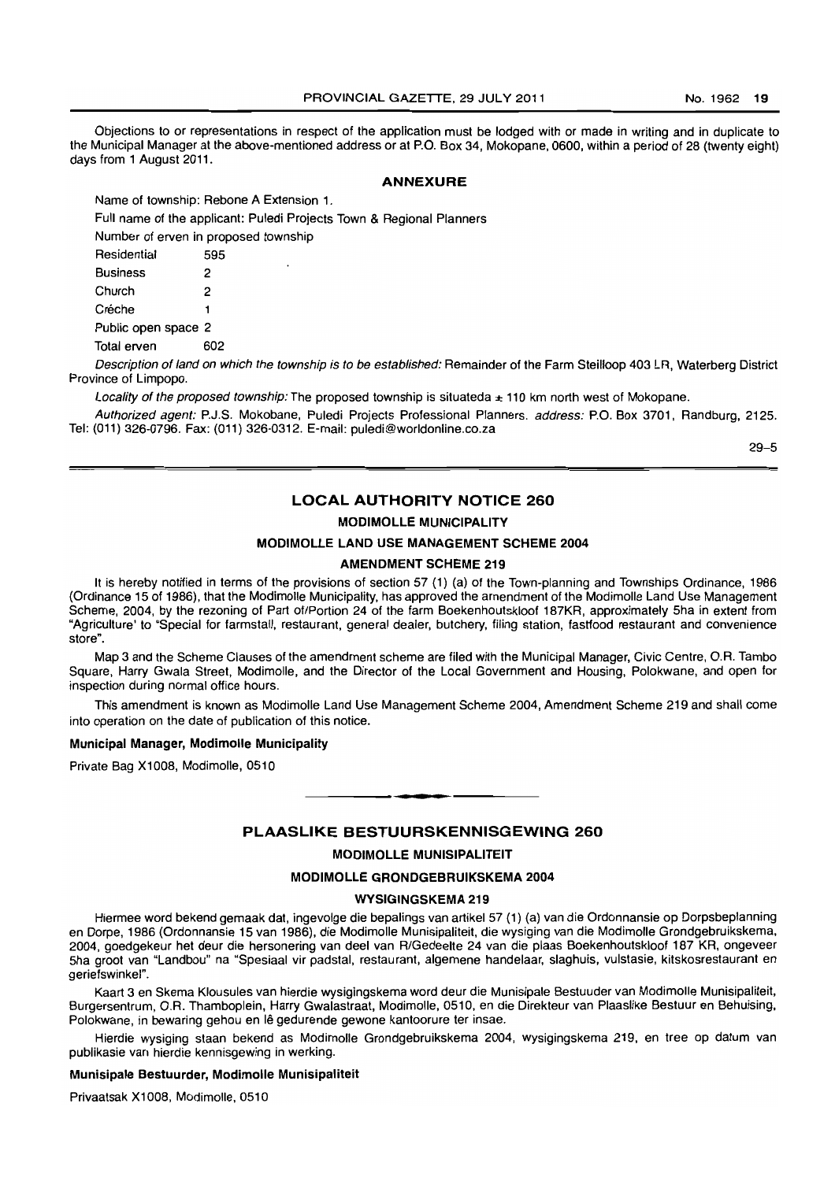Objections to or representations in respect of the application must be lodged with or made in writing and in duplicate to the Municipal Manager at the above-mentioned address or at P.O. Box 34, Mokopane, 0600, within a period of 28 (twenty eight) days from 1 August 2011.

## ANNEXURE

Name of township: Rebone A Extension 1.

Full name of the applicant: Puledi Projects Town & Regional Planners

Number of erven in proposed township

| | |
|---|---|
| Residential | 595 |
| Business | 2 |
| Church | 2 |
| Créche | 1 |
| Public open space | 2 |
| Total erven | 602 |

*Description of land on which the township is to be established:* Remainder of the Farm Steilloop 403 LR, Waterberg District Province of Limpopo.

*Locality of the proposed township:* The proposed township is situateda ± 110 km north west of Mokopane.

*Authorized agent:* P.J.S. Mokobane, Puledi Projects Professional Planners. *address:* P.O. Box 3701, Randburg, 2125. Tel: (011) 326-0796. Fax: (011) 326-0312. E-mail: puledi@worldonline.co.za

29–5

## LOCAL AUTHORITY NOTICE 260

### MODIMOLLE MUNICIPALITY

### MODIMOLLE LAND USE MANAGEMENT SCHEME 2004

### AMENDMENT SCHEME 219

It is hereby notified in terms of the provisions of section 57 (1) (a) of the Town-planning and Townships Ordinance, 1986 (Ordinance 15 of 1986), that the Modimolle Municipality, has approved the amendment of the Modimolle Land Use Management Scheme, 2004, by the rezoning of Part of/Portion 24 of the farm Boekenhoutskloof 187KR, approximately 5ha in extent from "Agriculture" to "Special for farmstall, restaurant, general dealer, butchery, filing station, fastfood restaurant and convenience store".

Map 3 and the Scheme Clauses of the amendment scheme are filed with the Municipal Manager, Civic Centre, O.R. Tambo Square, Harry Gwala Street, Modimolle, and the Director of the Local Government and Housing, Polokwane, and open for inspection during normal office hours.

This amendment is known as Modimolle Land Use Management Scheme 2004, Amendment Scheme 219 and shall come into operation on the date of publication of this notice.

**Municipal Manager, Modimolle Municipality**

Private Bag X1008, Modimolle, 0510

## PLAASLIKE BESTUURSKENNISGEWING 260

### MODIMOLLE MUNISIPALITEIT

### MODIMOLLE GRONDGEBRUIKSKEMA 2004

### WYSIGINGSKEMA 219

Hiermee word bekend gemaak dat, ingevolge die bepalings van artikel 57 (1) (a) van die Ordonnansie op Dorpsbeplanning en Dorpe, 1986 (Ordonnansie 15 van 1986), die Modimolle Munisipaliteit, die wysiging van die Modimolle Grondgebruikskema, 2004, goedgekeur het deur die hersonering van deel van R/Gedeelte 24 van die plaas Boekenhoutskloof 187 KR, ongeveer 5ha groot van "Landbou" na "Spesiaal vir padstal, restaurant, algemene handelaar, slaghuis, vulstasie, kitskosrestaurant en geriefswinkel".

Kaart 3 en Skema Klousules van hierdie wysigingskema word deur die Munisipale Bestuuder van Modimolle Munisipaliteit, Burgersentrum, O.R. Thamboplein, Harry Gwalastraat, Modimolle, 0510, en die Direkteur van Plaaslike Bestuur en Behuising, Polokwane, in bewaring gehou en lê gedurende gewone kantoorure ter insae.

Hierdie wysiging staan bekend as Modimolle Grondgebruikskema 2004, wysigingskema 219, en tree op datum van publikasie van hierdie kennisgewing in werking.

**Munisipale Bestuurder, Modimolle Munisipaliteit**

Privaatsak X1008, Modimolle, 0510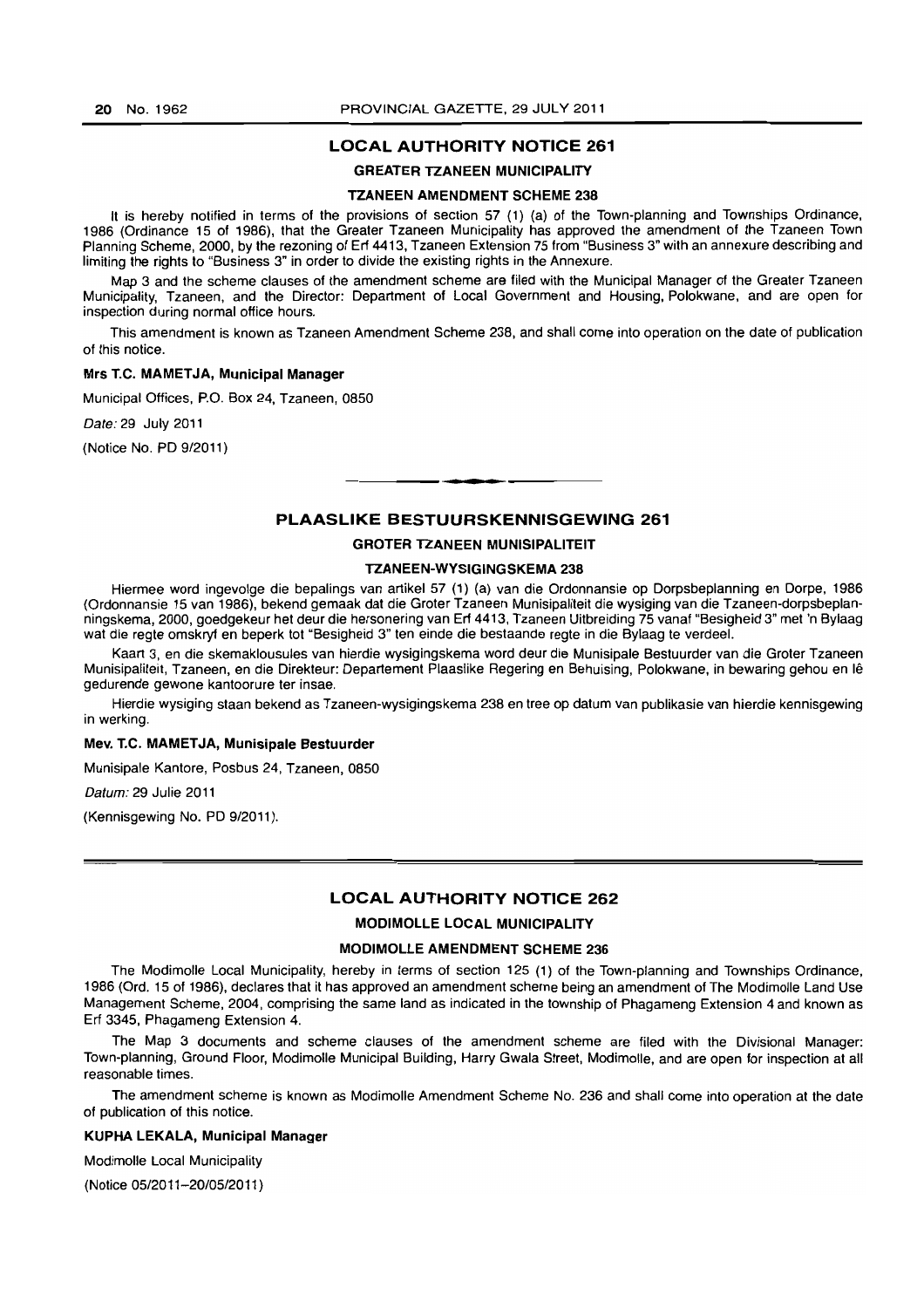## LOCAL AUTHORITY NOTICE 261

### GREATER TZANEEN MUNICIPALITY

### TZANEEN AMENDMENT SCHEME 238

It is hereby notified in terms of the provisions of section 57 (1) (a) of the Town-planning and Townships Ordinance, 1986 (Ordinance 15 of 1986), that the Greater Tzaneen Municipality has approved the amendment of the Tzaneen Town Planning Scheme, 2000, by the rezoning of Erf 4413, Tzaneen Extension 75 from "Business 3" with an annexure describing and limiting the rights to "Business 3" in order to divide the existing rights in the Annexure.

Map 3 and the scheme clauses of the amendment scheme are filed with the Municipal Manager of the Greater Tzaneen Municipality, Tzaneen, and the Director: Department of Local Government and Housing, Polokwane, and are open for inspection during normal office hours.

This amendment is known as Tzaneen Amendment Scheme 238, and shall come into operation on the date of publication of this notice.

**Mrs T.C. MAMETJA, Municipal Manager**

Municipal Offices, P.O. Box 24, Tzaneen, 0850

*Date:* 29 July 2011

(Notice No. PD 9/2011)

---

## PLAASLIKE BESTUURSKENNISGEWING 261

### GROTER TZANEEN MUNISIPALITEIT

### TZANEEN-WYSIGINGSKEMA 238

Hiermee word ingevolge die bepalings van artikel 57 (1) (a) van die Ordonnansie op Dorpsbeplanning en Dorpe, 1986 (Ordonnansie 15 van 1986), bekend gemaak dat die Groter Tzaneen Munisipaliteit die wysiging van die Tzaneen-dorpsbeplanningskema, 2000, goedgekeur het deur die hersonering van Erf 4413, Tzaneen Uitbreiding 75 vanaf "Besigheid 3" met 'n Bylaag wat die regte omskryf en beperk tot "Besigheid 3" ten einde die bestaande regte in die Bylaag te verdeel.

Kaart 3, en die skemaklousules van hierdie wysigingskema word deur die Munisipale Bestuurder van die Groter Tzaneen Munisipaliteit, Tzaneen, en die Direkteur: Departement Plaaslike Regering en Behuising, Polokwane, in bewaring gehou en lê gedurende gewone kantoorure ter insae.

Hierdie wysiging staan bekend as Tzaneen-wysigingskema 238 en tree op datum van publikasie van hierdie kennisgewing in werking.

**Mev. T.C. MAMETJA, Munisipale Bestuurder**

Munisipale Kantore, Posbus 24, Tzaneen, 0850

*Datum:* 29 Julie 2011

(Kennisgewing No. PD 9/2011).

---

## LOCAL AUTHORITY NOTICE 262

### MODIMOLLE LOCAL MUNICIPALITY

### MODIMOLLE AMENDMENT SCHEME 236

The Modimolle Local Municipality, hereby in terms of section 125 (1) of the Town-planning and Townships Ordinance, 1986 (Ord. 15 of 1986), declares that it has approved an amendment scheme being an amendment of The Modimolle Land Use Management Scheme, 2004, comprising the same land as indicated in the township of Phagameng Extension 4 and known as Erf 3345, Phagameng Extension 4.

The Map 3 documents and scheme clauses of the amendment scheme are filed with the Divisional Manager: Town-planning, Ground Floor, Modimolle Municipal Building, Harry Gwala Street, Modimolle, and are open for inspection at all reasonable times.

The amendment scheme is known as Modimolle Amendment Scheme No. 236 and shall come into operation at the date of publication of this notice.

**KUPHA LEKALA, Municipal Manager**

Modimolle Local Municipality

(Notice 05/2011–20/05/2011)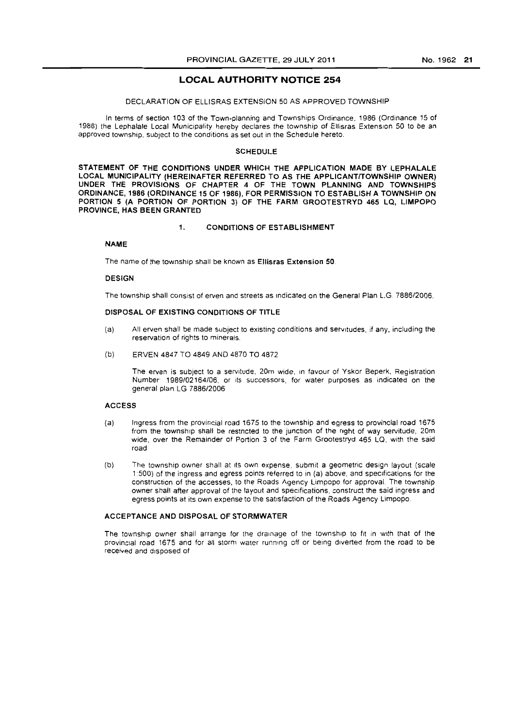## LOCAL AUTHORITY NOTICE 254

DECLARATION OF ELLISRAS EXTENSION 50 AS APPROVED TOWNSHIP

In terms of section 103 of the Town-planning and Townships Ordinance, 1986 (Ordinance 15 of 1986) the Lephalale Local Municipality hereby declares the township of Ellisras Extension 50 to be an approved township, subject to the conditions as set out in the Schedule hereto.

### SCHEDULE

**STATEMENT OF THE CONDITIONS UNDER WHICH THE APPLICATION MADE BY LEPHALALE LOCAL MUNICIPALITY (HEREINAFTER REFERRED TO AS THE APPLICANT/TOWNSHIP OWNER) UNDER THE PROVISIONS OF CHAPTER 4 OF THE TOWN PLANNING AND TOWNSHIPS ORDINANCE, 1986 (ORDINANCE 15 OF 1986), FOR PERMISSION TO ESTABLISH A TOWNSHIP ON PORTION 5 (A PORTION OF PORTION 3) OF THE FARM GROOTESTRYD 465 LQ, LIMPOPO PROVINCE, HAS BEEN GRANTED**

#### 1. CONDITIONS OF ESTABLISHMENT

**NAME**

The name of the township shall be known as **Ellisras Extension 50**.

**DESIGN**

The township shall consist of erven and streets as indicated on the General Plan L.G. 7886/2006.

**DISPOSAL OF EXISTING CONDITIONS OF TITLE**

(a) All erven shall be made subject to existing conditions and servitudes, if any, including the reservation of rights to minerals.

(b) ERVEN 4847 TO 4849 AND 4870 TO 4872

The erven is subject to a servitude, 20m wide, in favour of Yskor Beperk, Registration Number 1989/02164/06, or its successors, for water purposes as indicated on the general plan LG 7886/2006

**ACCESS**

(a) Ingress from the provincial road 1675 to the township and egress to provincial road 1675 from the township shall be restricted to the junction of the right of way servitude, 20m wide, over the Remainder of Portion 3 of the Farm Grootestryd 465 LQ, with the said road

(b) The township owner shall at its own expense, submit a geometric design layout (scale 1:500) of the ingress and egress points referred to in (a) above, and specifications for the construction of the accesses, to the Roads Agency Limpopo for approval. The township owner shall after approval of the layout and specifications, construct the said ingress and egress points at its own expense to the satisfaction of the Roads Agency Limpopo.

**ACCEPTANCE AND DISPOSAL OF STORMWATER**

The township owner shall arrange for the drainage of the township to fit in with that of the provincial road 1675 and for all storm water running off or being diverted from the road to be received and disposed of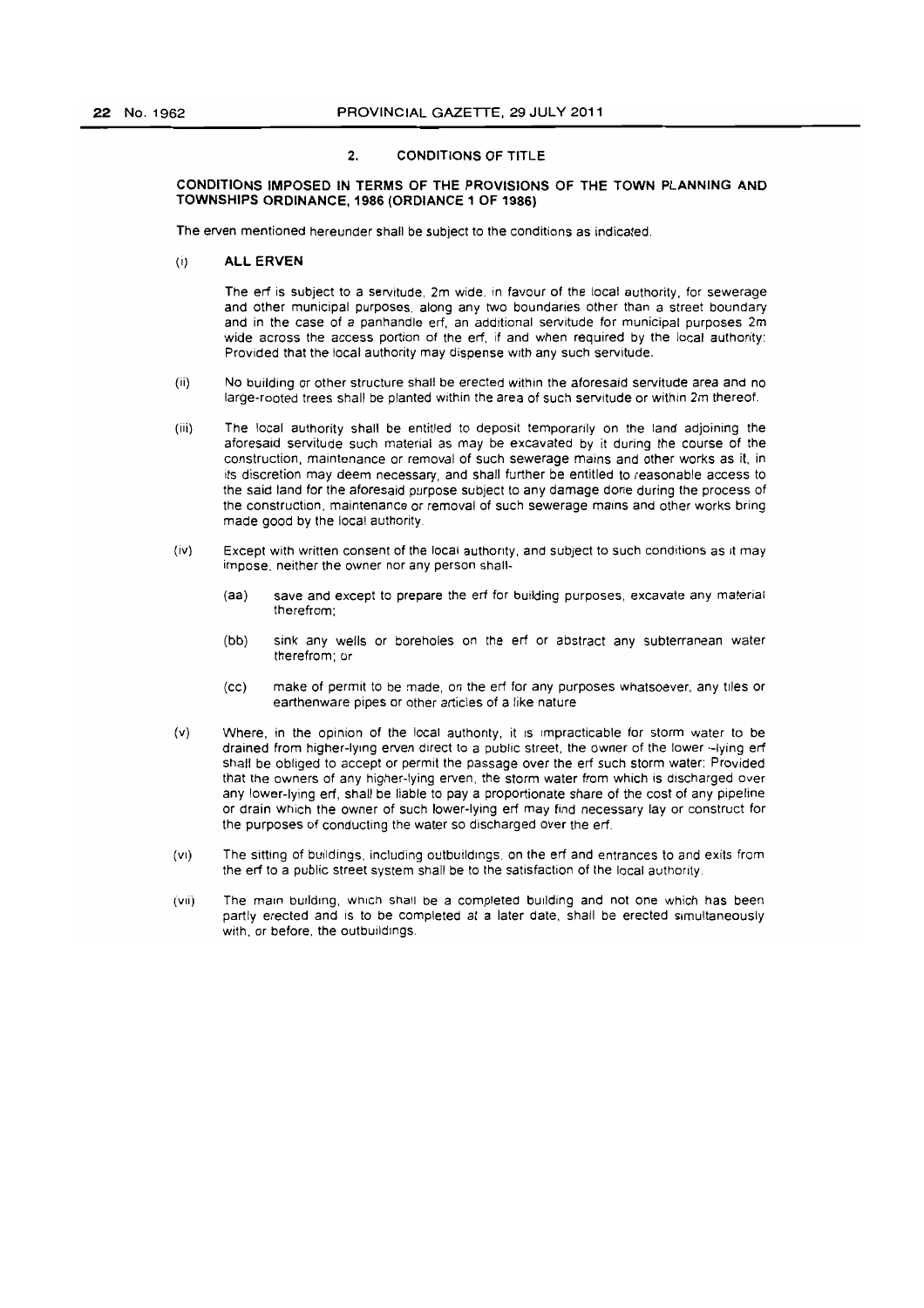## 2. CONDITIONS OF TITLE

**CONDITIONS IMPOSED IN TERMS OF THE PROVISIONS OF THE TOWN PLANNING AND TOWNSHIPS ORDINANCE, 1986 (ORDIANCE 1 OF 1986)**

The erven mentioned hereunder shall be subject to the conditions as indicated.

(i) **ALL ERVEN**

The erf is subject to a servitude, 2m wide, in favour of the local authority, for sewerage and other municipal purposes, along any two boundaries other than a street boundary and in the case of a panhandle erf, an additional servitude for municipal purposes 2m wide across the access portion of the erf, if and when required by the local authority: Provided that the local authority may dispense with any such servitude.

(ii) No building or other structure shall be erected within the aforesaid servitude area and no large-rooted trees shall be planted within the area of such servitude or within 2m thereof.

(iii) The local authority shall be entitled to deposit temporarily on the land adjoining the aforesaid servitude such material as may be excavated by it during the course of the construction, maintenance or removal of such sewerage mains and other works as it, in its discretion may deem necessary, and shall further be entitled to reasonable access to the said land for the aforesaid purpose subject to any damage done during the process of the construction, maintenance or removal of such sewerage mains and other works bring made good by the local authority.

(iv) Except with written consent of the local authority, and subject to such conditions as it may impose, neither the owner nor any person shall-

(aa) save and except to prepare the erf for building purposes, excavate any material therefrom;

(bb) sink any wells or boreholes on the erf or abstract any subterranean water therefrom; or

(cc) make of permit to be made, on the erf for any purposes whatsoever, any tiles or earthenware pipes or other articles of a like nature

(v) Where, in the opinion of the local authority, it is impracticable for storm water to be drained from higher-lying erven direct to a public street, the owner of the lower -lying erf shall be obliged to accept or permit the passage over the erf such storm water: Provided that the owners of any higher-lying erven, the storm water from which is discharged over any lower-lying erf, shall be liable to pay a proportionate share of the cost of any pipeline or drain which the owner of such lower-lying erf may find necessary lay or construct for the purposes of conducting the water so discharged over the erf.

(vi) The sitting of buildings, including outbuildings, on the erf and entrances to and exits from the erf to a public street system shall be to the satisfaction of the local authority.

(vii) The main building, which shall be a completed building and not one which has been partly erected and is to be completed at a later date, shall be erected simultaneously with, or before, the outbuildings.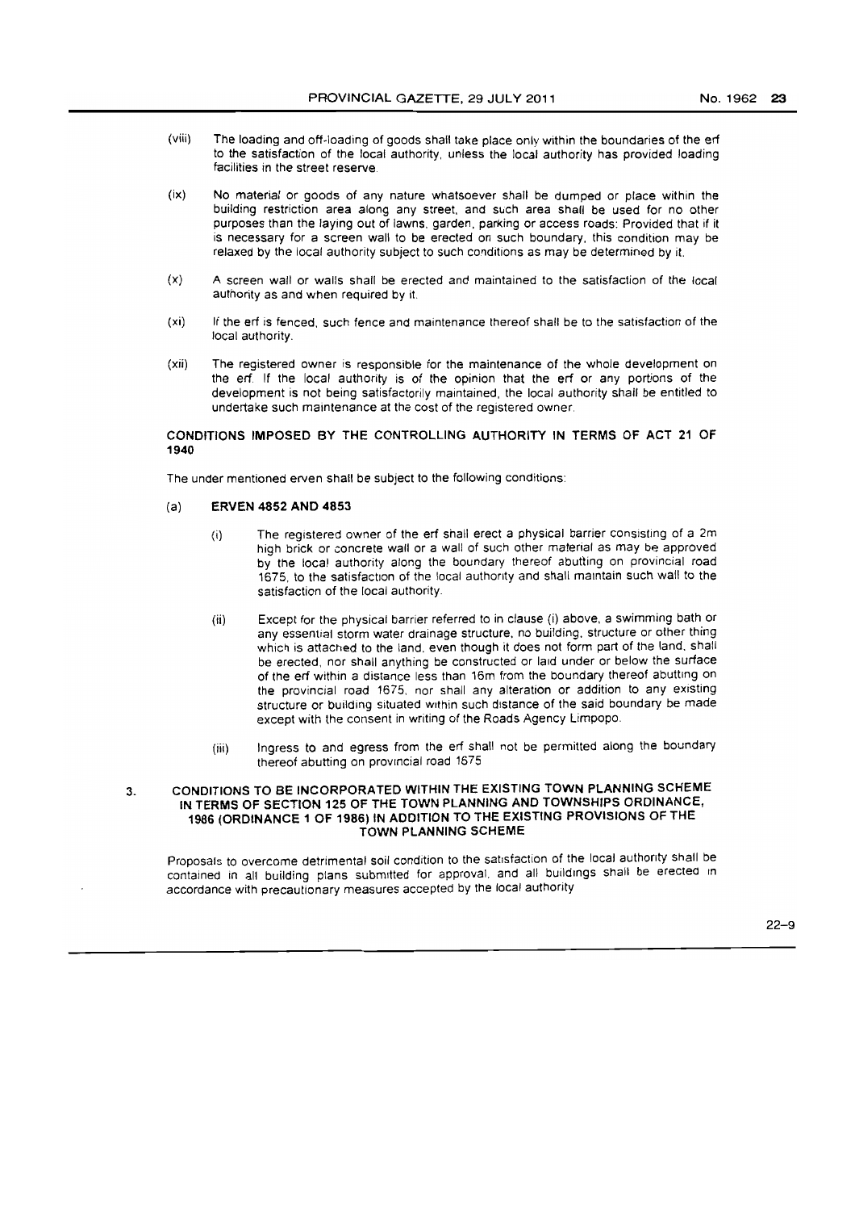(viii) The loading and off-loading of goods shall take place only within the boundaries of the erf to the satisfaction of the local authority, unless the local authority has provided loading facilities in the street reserve.

(ix) No material or goods of any nature whatsoever shall be dumped or place within the building restriction area along any street, and such area shall be used for no other purposes than the laying out of lawns, garden, parking or access roads: Provided that if it is necessary for a screen wall to be erected on such boundary, this condition may be relaxed by the local authority subject to such conditions as may be determined by it.

(x) A screen wall or walls shall be erected and maintained to the satisfaction of the local authority as and when required by it.

(xi) If the erf is fenced, such fence and maintenance thereof shall be to the satisfaction of the local authority.

(xii) The registered owner is responsible for the maintenance of the whole development on the erf. If the local authority is of the opinion that the erf or any portions of the development is not being satisfactorily maintained, the local authority shall be entitled to undertake such maintenance at the cost of the registered owner.

**CONDITIONS IMPOSED BY THE CONTROLLING AUTHORITY IN TERMS OF ACT 21 OF 1940**

The under mentioned erven shall be subject to the following conditions:

(a) **ERVEN 4852 AND 4853**

(i) The registered owner of the erf shall erect a physical barrier consisting of a 2m high brick or concrete wall or a wall of such other material as may be approved by the local authority along the boundary thereof abutting on provincial road 1675, to the satisfaction of the local authority and shall maintain such wall to the satisfaction of the local authority.

(ii) Except for the physical barrier referred to in clause (i) above, a swimming bath or any essential storm water drainage structure, no building, structure or other thing which is attached to the land, even though it does not form part of the land, shall be erected, nor shall anything be constructed or laid under or below the surface of the erf within a distance less than 16m from the boundary thereof abutting on the provincial road 1675, nor shall any alteration or addition to any existing structure or building situated within such distance of the said boundary be made except with the consent in writing of the Roads Agency Limpopo.

(iii) Ingress to and egress from the erf shall not be permitted along the boundary thereof abutting on provincial road 1675

**3. CONDITIONS TO BE INCORPORATED WITHIN THE EXISTING TOWN PLANNING SCHEME IN TERMS OF SECTION 125 OF THE TOWN PLANNING AND TOWNSHIPS ORDINANCE, 1986 (ORDINANCE 1 OF 1986) IN ADDITION TO THE EXISTING PROVISIONS OF THE TOWN PLANNING SCHEME**

Proposals to overcome detrimental soil condition to the satisfaction of the local authority shall be contained in all building plans submitted for approval, and all buildings shall be erected in accordance with precautionary measures accepted by the local authority

22–9